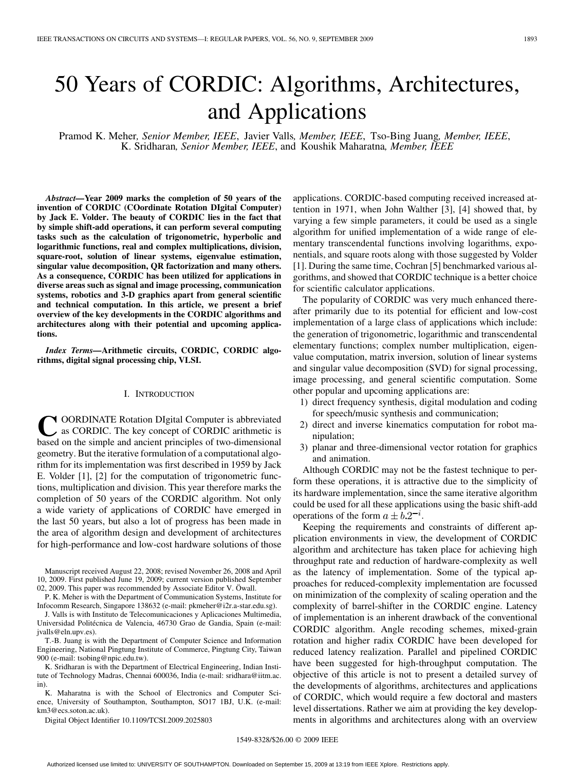# 50 Years of CORDIC: Algorithms, Architectures, and Applications

Pramod K. Meher, *Senior Member, IEEE*, Javier Valls, *Member, IEEE*, Tso-Bing Juang, *Member, IEEE*, K. Sridharan, *Senior Member, IEEE*, and Koushik Maharatna, *Member, IEEE*

***Abstract*—Year 2009 marks the completion of 50 years of the invention of CORDIC (COordinate Rotation DIgital Computer) by Jack E. Volder. The beauty of CORDIC lies in the fact that by simple shift-add operations, it can perform several computing tasks such as the calculation of trigonometric, hyperbolic and logarithmic functions, real and complex multiplications, division, square-root, solution of linear systems, eigenvalue estimation, singular value decomposition, QR factorization and many others. As a consequence, CORDIC has been utilized for applications in diverse areas such as signal and image processing, communication systems, robotics and 3-D graphics apart from general scientific and technical computation. In this article, we present a brief overview of the key developments in the CORDIC algorithms and architectures along with their potential and upcoming applications.**

***Index Terms*—Arithmetic circuits, CORDIC, CORDIC algorithms, digital signal processing chip, VLSI.**

## I. Introduction

COORDINATE Rotation DIgital Computer is abbreviated as CORDIC. The key concept of CORDIC arithmetic is based on the simple and ancient principles of two-dimensional geometry. But the iterative formulation of a computational algorithm for its implementation was first described in 1959 by Jack E. Volder [1], [2] for the computation of trigonometric functions, multiplication and division. This year therefore marks the completion of 50 years of the CORDIC algorithm. Not only a wide variety of applications of CORDIC have emerged in the last 50 years, but also a lot of progress has been made in the area of algorithm design and development of architectures for high-performance and low-cost hardware solutions of those applications. CORDIC-based computing received increased attention in 1971, when John Walther [3], [4] showed that, by varying a few simple parameters, it could be used as a single algorithm for unified implementation of a wide range of elementary transcendental functions involving logarithms, exponentials, and square roots along with those suggested by Volder [1]. During the same time, Cochran [5] benchmarked various algorithms, and showed that CORDIC technique is a better choice for scientific calculator applications.

The popularity of CORDIC was very much enhanced thereafter primarily due to its potential for efficient and low-cost implementation of a large class of applications which include: the generation of trigonometric, logarithmic and transcendental elementary functions; complex number multiplication, eigenvalue computation, matrix inversion, solution of linear systems and singular value decomposition (SVD) for signal processing, image processing, and general scientific computation. Some other popular and upcoming applications are:

1) direct frequency synthesis, digital modulation and coding for speech/music synthesis and communication;
2) direct and inverse kinematics computation for robot manipulation;
3) planar and three-dimensional vector rotation for graphics and animation.

Although CORDIC may not be the fastest technique to perform these operations, it is attractive due to the simplicity of its hardware implementation, since the same iterative algorithm could be used for all these applications using the basic shift-add operations of the form $a \pm b.2^{-i}$.

Keeping the requirements and constraints of different application environments in view, the development of CORDIC algorithm and architecture has taken place for achieving high throughput rate and reduction of hardware-complexity as well as the latency of implementation. Some of the typical approaches for reduced-complexity implementation are focussed on minimization of the complexity of scaling operation and the complexity of barrel-shifter in the CORDIC engine. Latency of implementation is an inherent drawback of the conventional CORDIC algorithm. Angle recoding schemes, mixed-grain rotation and higher radix CORDIC have been developed for reduced latency realization. Parallel and pipelined CORDIC have been suggested for high-throughput computation. The objective of this article is not to present a detailed survey of the developments of algorithms, architectures and applications of CORDIC, which would require a few doctoral and masters level dissertations. Rather we aim at providing the key developments in algorithms and architectures along with an overview

---

Manuscript received August 22, 2008; revised November 26, 2008 and April 10, 2009. First published June 19, 2009; current version published September 02, 2009. This paper was recommended by Associate Editor V. Öwall.

P. K. Meher is with the Department of Communication Systems, Institute for Infocomm Research, Singapore 138632 (e-mail: pkmeher@i2r.a-star.edu.sg).

J. Valls is with Instituto de Telecomunicaciones y Aplicaciones Multimedia, Universidad Politécnica de Valencia, 46730 Grao de Gandia, Spain (e-mail: jvalls@eln.upv.es).

T.-B. Juang is with the Department of Computer Science and Information Engineering, National Pingtung Institute of Commerce, Pingtung City, Taiwan 900 (e-mail: tsobing@npic.edu.tw).

K. Sridharan is with the Department of Electrical Engineering, Indian Institute of Technology Madras, Chennai 600036, India (e-mail: sridhara@iitm.ac.in).

K. Maharatna is with the School of Electronics and Computer Science, University of Southampton, Southampton, SO17 1BJ, U.K. (e-mail: km3@ecs.soton.ac.uk).

Digital Object Identifier 10.1109/TCSI.2009.2025803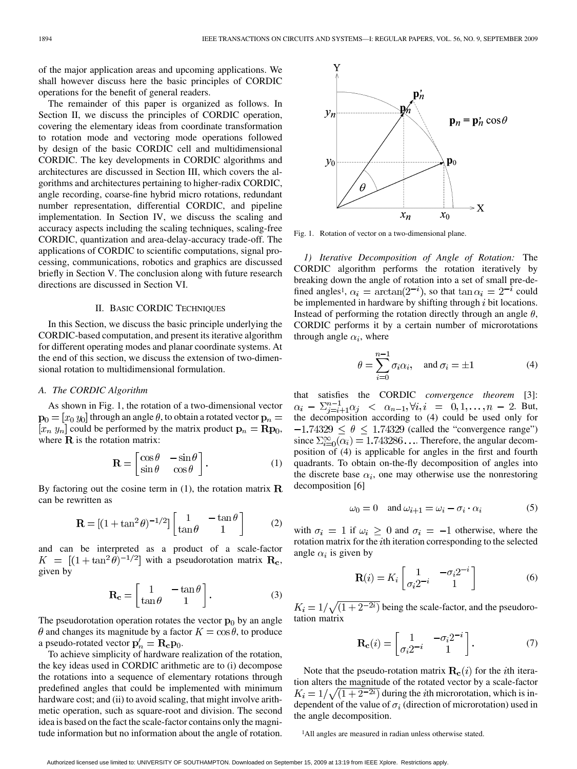of the major application areas and upcoming applications. We shall however discuss here the basic principles of CORDIC operations for the benefit of general readers.

The remainder of this paper is organized as follows. In Section II, we discuss the principles of CORDIC operation, covering the elementary ideas from coordinate transformation to rotation mode and vectoring mode operations followed by design of the basic CORDIC cell and multidimensional CORDIC. The key developments in CORDIC algorithms and architectures are discussed in Section III, which covers the algorithms and architectures pertaining to higher-radix CORDIC, angle recording, coarse-fine hybrid micro rotations, redundant number representation, differential CORDIC, and pipeline implementation. In Section IV, we discuss the scaling and accuracy aspects including the scaling techniques, scaling-free CORDIC, quantization and area-delay-accuracy trade-off. The applications of CORDIC to scientific computations, signal processing, communications, robotics and graphics are discussed briefly in Section V. The conclusion along with future research directions are discussed in Section VI.

## II. Basic CORDIC Techniques

In this Section, we discuss the basic principle underlying the CORDIC-based computation, and present its iterative algorithm for different operating modes and planar coordinate systems. At the end of this section, we discuss the extension of two-dimensional rotation to multidimensional formulation.

### A. The CORDIC Algorithm

As shown in Fig. 1, the rotation of a two-dimensional vector $\mathbf{p}_0 = [x_0\, y_0]$ through an angle $\theta$, to obtain a rotated vector $\mathbf{p}_n = [x_n\, y_n]$ could be performed by the matrix product $\mathbf{p}_n = \mathbf{R}\mathbf{p}_0$, where $\mathbf{R}$ is the rotation matrix:

$$\mathbf{R} = \begin{bmatrix} \cos\theta & -\sin\theta \\ \sin\theta & \cos\theta \end{bmatrix}. \tag{1}$$

By factoring out the cosine term in (1), the rotation matrix $\mathbf{R}$ can be rewritten as

$$\mathbf{R} = [(1+\tan^2\theta)^{-1/2}] \begin{bmatrix} 1 & -\tan\theta \\ \tan\theta & 1 \end{bmatrix} \tag{2}$$

and can be interpreted as a product of a scale-factor $K = [(1+\tan^2\theta)^{-1/2}]$ with a pseudorotation matrix $\mathbf{R_c}$, given by

$$\mathbf{R_c} = \begin{bmatrix} 1 & -\tan\theta \\ \tan\theta & 1 \end{bmatrix}. \tag{3}$$

The pseudorotation operation rotates the vector $\mathbf{p}_0$ by an angle $\theta$ and changes its magnitude by a factor $K = \cos\theta$, to produce a pseudo-rotated vector $\mathbf{p}'_n = \mathbf{R_c}\mathbf{p}_0$.

To achieve simplicity of hardware realization of the rotation, the key ideas used in CORDIC arithmetic are to (i) decompose the rotations into a sequence of elementary rotations through predefined angles that could be implemented with minimum hardware cost; and (ii) to avoid scaling, that might involve arithmetic operation, such as square-root and division. The second idea is based on the fact the scale-factor contains only the magnitude information but no information about the angle of rotation.

Fig. 1. Rotation of vector on a two-dimensional plane.

*1) Iterative Decomposition of Angle of Rotation:* The CORDIC algorithm performs the rotation iteratively by breaking down the angle of rotation into a set of small pre-defined angles[1], $\alpha_i = \arctan(2^{-i})$, so that $\tan\alpha_i = 2^{-i}$ could be implemented in hardware by shifting through $i$ bit locations. Instead of performing the rotation directly through an angle $\theta$, CORDIC performs it by a certain number of microrotations through angle $\alpha_i$, where

$$\theta = \sum_{i=0}^{n-1} \sigma_i \alpha_i, \quad \text{and } \sigma_i = \pm 1 \tag{4}$$

that satisfies the CORDIC *convergence theorem* [3]: $\alpha_i - \sum_{j=i+1}^{n-1}\alpha_j < \alpha_{n-1}, \forall i, i = 0, 1, \ldots, n-2$. But, the decomposition according to (4) could be used only for $-1.74329 \leq \theta \leq 1.74329$ (called the "convergence range") since $\sum_{i=0}^{\infty}(\alpha_i) = 1.743286\ldots$. Therefore, the angular decomposition of (4) is applicable for angles in the first and fourth quadrants. To obtain on-the-fly decomposition of angles into the discrete base $\alpha_i$, one may otherwise use the nonrestoring decomposition [6]

$$\omega_0 = 0 \quad \text{and } \omega_{i+1} = \omega_i - \sigma_i \cdot \alpha_i \tag{5}$$

with $\sigma_i = 1$ if $\omega_i \geq 0$ and $\sigma_i = -1$ otherwise, where the rotation matrix for the $i$th iteration corresponding to the selected angle $\alpha_i$ is given by

$$\mathbf{R}(i) = K_i \begin{bmatrix} 1 & -\sigma_i 2^{-i} \\ \sigma_i 2^{-i} & 1 \end{bmatrix} \tag{6}$$

$K_i = 1/\sqrt{(1+2^{-2i})}$ being the scale-factor, and the pseudorotation matrix

$$\mathbf{R_c}(i) = \begin{bmatrix} 1 & -\sigma_i 2^{-i} \\ \sigma_i 2^{-i} & 1 \end{bmatrix}. \tag{7}$$

Note that the pseudo-rotation matrix $\mathbf{R_c}(i)$ for the $i$th iteration alters the magnitude of the rotated vector by a scale-factor $K_i = 1/\sqrt{(1+2^{-2i})}$ during the $i$th microrotation, which is independent of the value of $\sigma_i$ (direction of microrotation) used in the angle decomposition.

[1]All angles are measured in radian unless otherwise stated.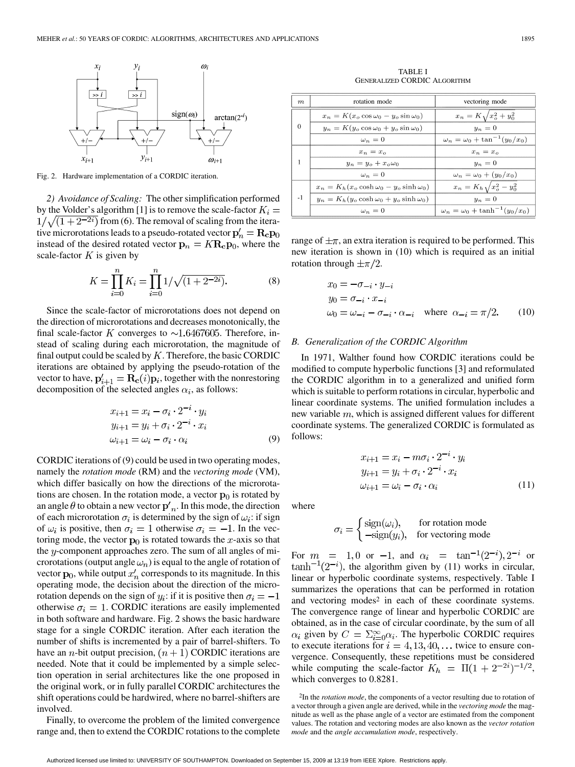Fig. 2. Hardware implementation of a CORDIC iteration.

*2) Avoidance of Scaling:* The other simplification performed by the Volder's algorithm [1] is to remove the scale-factor $K_i = 1/\sqrt{(1+2^{-2i})}$ from (6). The removal of scaling from the iterative microrotations leads to a pseudo-rotated vector $\mathbf{p}'_n = \mathbf{R_c}\mathbf{p}_0$ instead of the desired rotated vector $\mathbf{p}_n = K\mathbf{R_c}\mathbf{p}_0$, where the scale-factor $K$ is given by

$$K = \prod_{i=0}^{n} K_i = \prod_{i=0}^{n} 1/\sqrt{(1+2^{-2i})}. \tag{8}$$

Since the scale-factor of microrotations does not depend on the direction of microrotations and decreases monotonically, the final scale-factor $K$ converges to $\sim 1.6467605$. Therefore, instead of scaling during each microrotation, the magnitude of final output could be scaled by $K$. Therefore, the basic CORDIC iterations are obtained by applying the pseudo-rotation of the vector to have, $\mathbf{p}'_{i+1} = \mathbf{R_c}(i)\mathbf{p}_i$, together with the nonrestoring decomposition of the selected angles $\alpha_i$, as follows:

$$\begin{aligned} x_{i+1} &= x_i - \sigma_i \cdot 2^{-i} \cdot y_i \\ y_{i+1} &= y_i + \sigma_i \cdot 2^{-i} \cdot x_i \\ \omega_{i+1} &= \omega_i - \sigma_i \cdot \alpha_i \end{aligned} \tag{9}$$

CORDIC iterations of (9) could be used in two operating modes, namely the *rotation mode* (RM) and the *vectoring mode* (VM), which differ basically on how the directions of the microrotations are chosen. In the rotation mode, a vector $\mathbf{p}_0$ is rotated by an angle $\theta$ to obtain a new vector $\mathbf{p'}_n$. In this mode, the direction of each microrotation $\sigma_i$ is determined by the sign of $\omega_i$: if sign of $\omega_i$ is positive, then $\sigma_i = 1$ otherwise $\sigma_i = -1$. In the vectoring mode, the vector $\mathbf{p}_0$ is rotated towards the $x$-axis so that the $y$-component approaches zero. The sum of all angles of microrotations (output angle $\omega_n$) is equal to the angle of rotation of vector $\mathbf{p}_0$, while output $x'_n$ corresponds to its magnitude. In this operating mode, the decision about the direction of the microrotation depends on the sign of $y_i$: if it is positive then $\sigma_i = -1$ otherwise $\sigma_i = 1$. CORDIC iterations are easily implemented in both software and hardware. Fig. 2 shows the basic hardware stage for a single CORDIC iteration. After each iteration the number of shifts is incremented by a pair of barrel-shifters. To have an $n$-bit output precision, $(n+1)$ CORDIC iterations are needed. Note that it could be implemented by a simple selection operation in serial architectures like the one proposed in the original work, or in fully parallel CORDIC architectures the shift operations could be hardwired, where no barrel-shifters are involved.

Finally, to overcome the problem of the limited convergence range and, then to extend the CORDIC rotations to the complete range of $\pm\pi$, an extra iteration is required to be performed. This new iteration is shown in (10) which is required as an initial rotation through $\pm\pi/2$.

$$\begin{aligned} x_0 &= -\sigma_{-i} \cdot y_{-i} \\ y_0 &= \sigma_{-i} \cdot x_{-i} \\ \omega_0 &= \omega_{-i} - \sigma_{-i} \cdot \alpha_{-i} \quad \text{where } \alpha_{-i} = \pi/2. \end{aligned} \tag{10}$$

TABLE I
GENERALIZED CORDIC ALGORITHM

| $m$ | rotation mode | vectoring mode |
|---|---|---|
| 0 | $x_n = K(x_o \cos\omega_0 - y_o \sin\omega_0)$ | $x_n = K\sqrt{x_o^2 + y_0^2}$ |
| | $y_n = K(y_o \cos\omega_0 + y_o \sin\omega_0)$ | $y_n = 0$ |
| | $\omega_n = 0$ | $\omega_n = \omega_0 + \tan^{-1}(y_0/x_0)$ |
| 1 | $x_n = x_o$ | $x_n = x_o$ |
| | $y_n = y_o + x_o\omega_0$ | $y_n = 0$ |
| | $\omega_n = 0$ | $\omega_n = \omega_0 + (y_0/x_0)$ |
| -1 | $x_n = K_h(x_o \cosh\omega_0 - y_o \sinh\omega_0)$ | $x_n = K_h\sqrt{x_o^2 - y_0^2}$ |
| | $y_n = K_h(y_o \cosh\omega_0 + y_o \sinh\omega_0)$ | $y_n = 0$ |
| | $\omega_n = 0$ | $\omega_n = \omega_0 + \tanh^{-1}(y_0/x_0)$ |

### B. Generalization of the CORDIC Algorithm

In 1971, Walther found how CORDIC iterations could be modified to compute hyperbolic functions [3] and reformulated the CORDIC algorithm in to a generalized and unified form which is suitable to perform rotations in circular, hyperbolic and linear coordinate systems. The unified formulation includes a new variable $m$, which is assigned different values for different coordinate systems. The generalized CORDIC is formulated as follows:

$$\begin{aligned} x_{i+1} &= x_i - m\sigma_i \cdot 2^{-i} \cdot y_i \\ y_{i+1} &= y_i + \sigma_i \cdot 2^{-i} \cdot x_i \\ \omega_{i+1} &= \omega_i - \sigma_i \cdot \alpha_i \end{aligned} \tag{11}$$

where

$$\sigma_i = \begin{cases} \text{sign}(\omega_i), & \text{for rotation mode} \\ -\text{sign}(y_i), & \text{for vectoring mode} \end{cases}$$

For $m = 1, 0$ or $-1$, and $\alpha_i = \tan^{-1}(2^{-i}), 2^{-i}$ or $\tanh^{-1}(2^{-i})$, the algorithm given by (11) works in circular, linear or hyperbolic coordinate systems, respectively. Table I summarizes the operations that can be performed in rotation and vectoring modes[2] in each of these coordinate systems. The convergence range of linear and hyperbolic CORDIC are obtained, as in the case of circular coordinate, by the sum of all $\alpha_i$ given by $C = \Sigma_{i=0}^{\infty}\alpha_i$. The hyperbolic CORDIC requires to execute iterations for $i = 4, 13, 40, \ldots$ twice to ensure convergence. Consequently, these repetitions must be considered while computing the scale-factor $K_h = \Pi(1+2^{-2i})^{-1/2}$, which converges to 0.8281.

[2]In the *rotation mode*, the components of a vector resulting due to rotation of a vector through a given angle are derived, while in the *vectoring mode* the magnitude as well as the phase angle of a vector are estimated from the component values. The rotation and vectoring modes are also known as the *vector rotation mode* and the *angle accumulation mode*, respectively.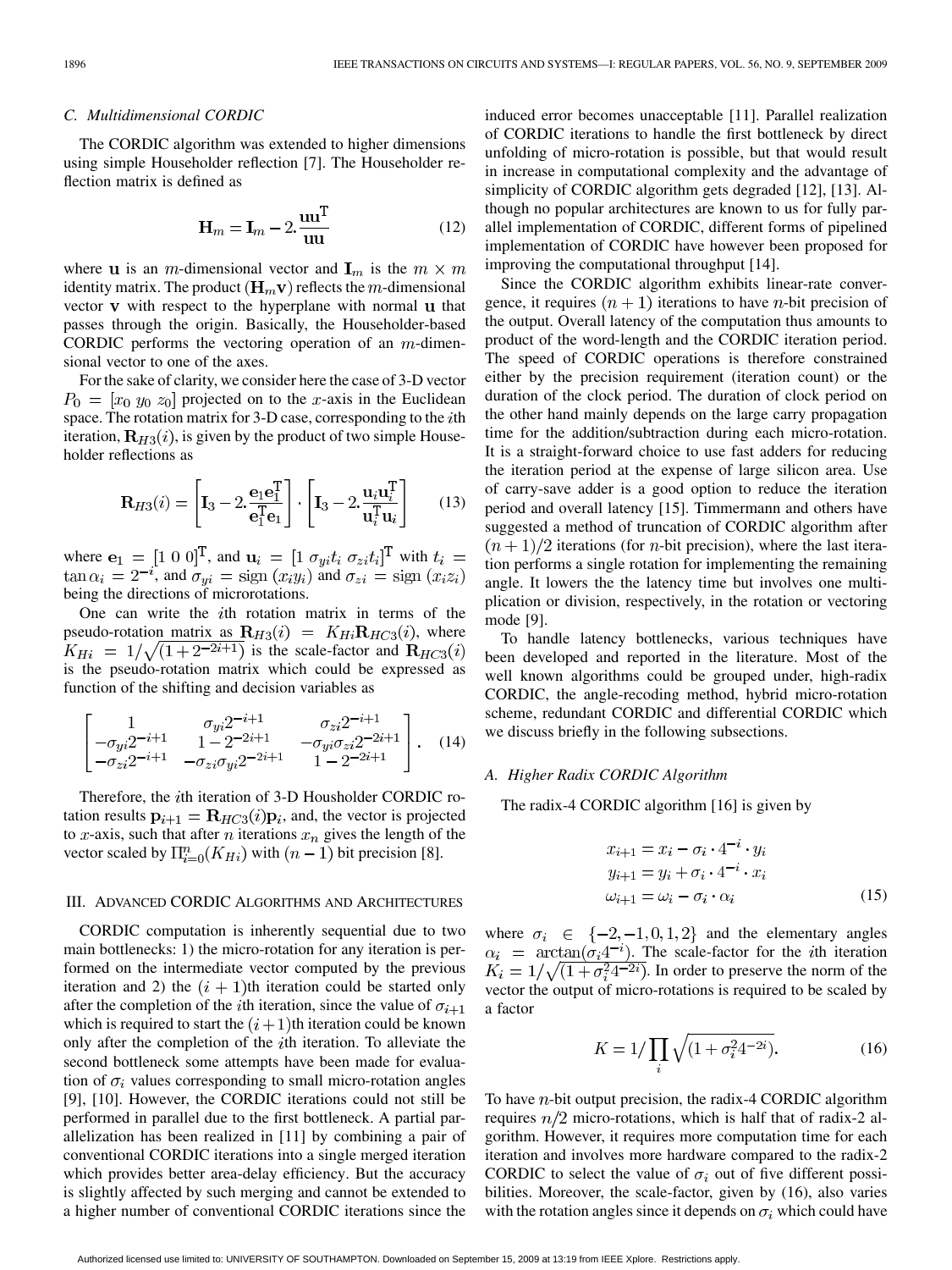### C. Multidimensional CORDIC

The CORDIC algorithm was extended to higher dimensions using simple Householder reflection [7]. The Householder reflection matrix is defined as

$$\mathbf{H}_m = \mathbf{I}_m - 2.\frac{\mathbf{u}\mathbf{u}^{\mathrm{T}}}{\mathbf{u}\mathbf{u}} \tag{12}$$

where $\mathbf{u}$ is an $m$-dimensional vector and $\mathbf{I}_m$ is the $m \times m$ identity matrix. The product $(\mathbf{H}_m\mathbf{v})$ reflects the $m$-dimensional vector $\mathbf{v}$ with respect to the hyperplane with normal $\mathbf{u}$ that passes through the origin. Basically, the Householder-based CORDIC performs the vectoring operation of an $m$-dimensional vector to one of the axes.

For the sake of clarity, we consider here the case of 3-D vector $P_0 = [x_0\ y_0\ z_0]$ projected on to the $x$-axis in the Euclidean space. The rotation matrix for 3-D case, corresponding to the $i$th iteration, $\mathbf{R}_{H3}(i)$, is given by the product of two simple Householder reflections as

$$\mathbf{R}_{H3}(i) = \left[\mathbf{I}_3 - 2.\frac{\mathbf{e}_1\mathbf{e}_1^{\mathrm{T}}}{\mathbf{e}_1^{\mathrm{T}}\mathbf{e}_1}\right] \cdot \left[\mathbf{I}_3 - 2.\frac{\mathbf{u}_i\mathbf{u}_i^{\mathrm{T}}}{\mathbf{u}_i^{\mathrm{T}}\mathbf{u}_i}\right] \tag{13}$$

where $\mathbf{e}_1 = [1\ 0\ 0]^{\mathrm{T}}$, and $\mathbf{u}_i = [1\ \sigma_{yi}t_i\ \sigma_{zi}t_i]^{\mathrm{T}}$ with $t_i = \tan\alpha_i = 2^{-i}$, and $\sigma_{yi} = \mathrm{sign}\,(x_i y_i)$ and $\sigma_{zi} = \mathrm{sign}\,(x_i z_i)$ being the directions of microrotations.

One can write the $i$th rotation matrix in terms of the pseudo-rotation matrix as $\mathbf{R}_{H3}(i) = K_{Hi}\mathbf{R}_{HC3}(i)$, where $K_{Hi} = 1/\sqrt{(1+2^{-2i+1})}$ is the scale-factor and $\mathbf{R}_{HC3}(i)$ is the pseudo-rotation matrix which could be expressed as function of the shifting and decision variables as

$$\begin{bmatrix} 1 & \sigma_{yi}2^{-i+1} & \sigma_{zi}2^{-i+1} \\ -\sigma_{yi}2^{-i+1} & 1-2^{-2i+1} & -\sigma_{yi}\sigma_{zi}2^{-2i+1} \\ -\sigma_{zi}2^{-i+1} & -\sigma_{zi}\sigma_{yi}2^{-2i+1} & 1-2^{-2i+1} \end{bmatrix}. \tag{14}$$

Therefore, the $i$th iteration of 3-D Housholder CORDIC rotation results $\mathbf{p}_{i+1} = \mathbf{R}_{HC3}(i)\mathbf{p}_i$, and, the vector is projected to $x$-axis, such that after $n$ iterations $x_n$ gives the length of the vector scaled by $\Pi_{i=0}^{n}(K_{Hi})$ with $(n-1)$ bit precision [8].

## III. Advanced CORDIC Algorithms and Architectures

CORDIC computation is inherently sequential due to two main bottlenecks: 1) the micro-rotation for any iteration is performed on the intermediate vector computed by the previous iteration and 2) the $(i+1)$th iteration could be started only after the completion of the $i$th iteration, since the value of $\sigma_{i+1}$ which is required to start the $(i+1)$th iteration could be known only after the completion of the $i$th iteration. To alleviate the second bottleneck some attempts have been made for evaluation of $\sigma_i$ values corresponding to small micro-rotation angles [9], [10]. However, the CORDIC iterations could not still be performed in parallel due to the first bottleneck. A partial parallelization has been realized in [11] by combining a pair of conventional CORDIC iterations into a single merged iteration which provides better area-delay efficiency. But the accuracy is slightly affected by such merging and cannot be extended to a higher number of conventional CORDIC iterations since the induced error becomes unacceptable [11]. Parallel realization of CORDIC iterations to handle the first bottleneck by direct unfolding of micro-rotation is possible, but that would result in increase in computational complexity and the advantage of simplicity of CORDIC algorithm gets degraded [12], [13]. Although no popular architectures are known to us for fully parallel implementation of CORDIC, different forms of pipelined implementation of CORDIC have however been proposed for improving the computational throughput [14].

Since the CORDIC algorithm exhibits linear-rate convergence, it requires $(n+1)$ iterations to have $n$-bit precision of the output. Overall latency of the computation thus amounts to product of the word-length and the CORDIC iteration period. The speed of CORDIC operations is therefore constrained either by the precision requirement (iteration count) or the duration of the clock period. The duration of clock period on the other hand mainly depends on the large carry propagation time for the addition/subtraction during each micro-rotation. It is a straight-forward choice to use fast adders for reducing the iteration period at the expense of large silicon area. Use of carry-save adder is a good option to reduce the iteration period and overall latency [15]. Timmermann and others have suggested a method of truncation of CORDIC algorithm after $(n+1)/2$ iterations (for $n$-bit precision), where the last iteration performs a single rotation for implementing the remaining angle. It lowers the the latency time but involves one multiplication or division, respectively, in the rotation or vectoring mode [9].

To handle latency bottlenecks, various techniques have been developed and reported in the literature. Most of the well known algorithms could be grouped under, high-radix CORDIC, the angle-recoding method, hybrid micro-rotation scheme, redundant CORDIC and differential CORDIC which we discuss briefly in the following subsections.

### A. Higher Radix CORDIC Algorithm

The radix-4 CORDIC algorithm [16] is given by

$$\begin{aligned} x_{i+1} &= x_i - \sigma_i \cdot 4^{-i} \cdot y_i \\ y_{i+1} &= y_i + \sigma_i \cdot 4^{-i} \cdot x_i \\ \omega_{i+1} &= \omega_i - \sigma_i \cdot \alpha_i \end{aligned} \tag{15}$$

where $\sigma_i \in \{-2,-1,0,1,2\}$ and the elementary angles $\alpha_i = \arctan(\sigma_i 4^{-i})$. The scale-factor for the $i$th iteration $K_i = 1/\sqrt{(1+\sigma_i^2 4^{-2i})}$. In order to preserve the norm of the vector the output of micro-rotations is required to be scaled by a factor

$$K = 1/\prod_i \sqrt{(1+\sigma_i^2 4^{-2i})}. \tag{16}$$

To have $n$-bit output precision, the radix-4 CORDIC algorithm requires $n/2$ micro-rotations, which is half that of radix-2 algorithm. However, it requires more computation time for each iteration and involves more hardware compared to the radix-2 CORDIC to select the value of $\sigma_i$ out of five different possibilities. Moreover, the scale-factor, given by (16), also varies with the rotation angles since it depends on $\sigma_i$ which could have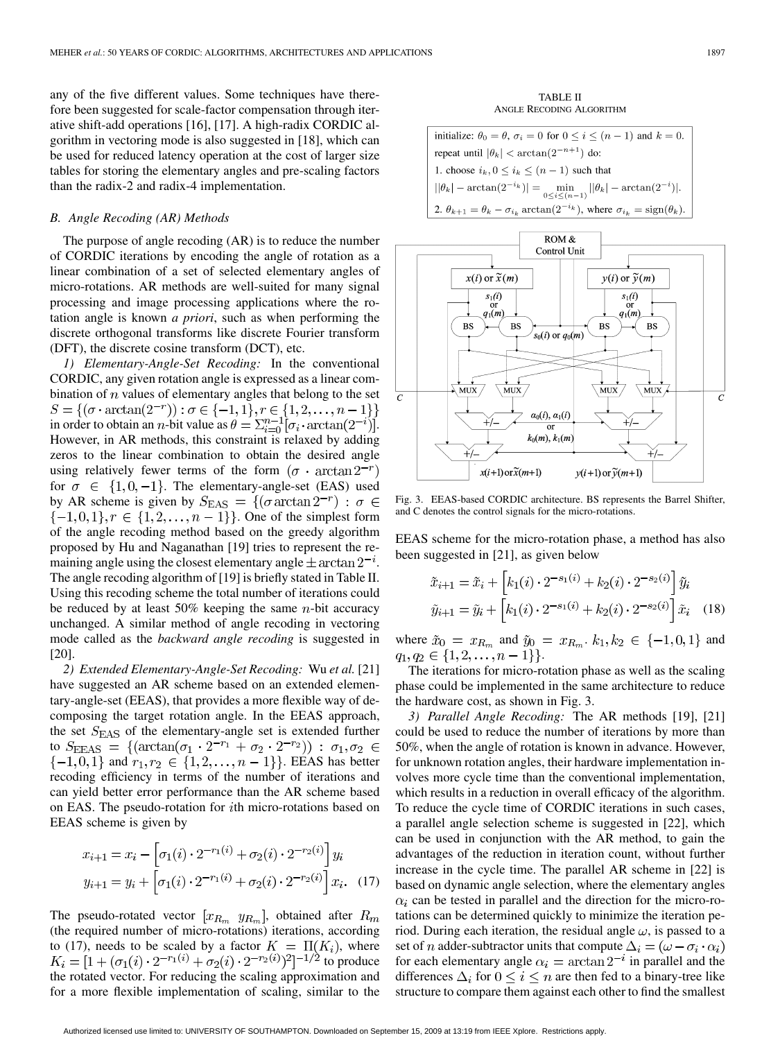any of the five different values. Some techniques have therefore been suggested for scale-factor compensation through iterative shift-add operations [16], [17]. A high-radix CORDIC algorithm in vectoring mode is also suggested in [18], which can be used for reduced latency operation at the cost of larger size tables for storing the elementary angles and pre-scaling factors than the radix-2 and radix-4 implementation.

### B. Angle Recoding (AR) Methods

The purpose of angle recoding (AR) is to reduce the number of CORDIC iterations by encoding the angle of rotation as a linear combination of a set of selected elementary angles of micro-rotations. AR methods are well-suited for many signal processing and image processing applications where the rotation angle is known *a priori*, such as when performing the discrete orthogonal transforms like discrete Fourier transform (DFT), the discrete cosine transform (DCT), etc.

*1) Elementary-Angle-Set Recoding:* In the conventional CORDIC, any given rotation angle is expressed as a linear combination of $n$ values of elementary angles that belong to the set $S = \{(\sigma \cdot \arctan(2^{-r})) : \sigma \in \{-1, 1\}, r \in \{1, 2, \ldots, n-1\}\}$ in order to obtain an $n$-bit value as $\theta = \sum_{i=0}^{n-1}[\sigma_i \cdot \arctan(2^{-i})]$. However, in AR methods, this constraint is relaxed by adding zeros to the linear combination to obtain the desired angle using relatively fewer terms of the form $(\sigma \cdot \arctan 2^{-r})$ for $\sigma \in \{1, 0, -1\}$. The elementary-angle-set (EAS) used by AR scheme is given by $S_{\text{EAS}} = \{(\sigma \arctan 2^{-r}) : \sigma \in \{-1, 0, 1\}, r \in \{1, 2, \ldots, n-1\}\}$. One of the simplest form of the angle recoding method based on the greedy algorithm proposed by Hu and Naganathan [19] tries to represent the remaining angle using the closest elementary angle $\pm \arctan 2^{-i}$. The angle recoding algorithm of [19] is briefly stated in Table II. Using this recoding scheme the total number of iterations could be reduced by at least 50% keeping the same $n$-bit accuracy unchanged. A similar method of angle recoding in vectoring mode called as the *backward angle recoding* is suggested in [20].

TABLE II
ANGLE RECODING ALGORITHM

initialize: $\theta_0 = \theta$, $\sigma_i = 0$ for $0 \leq i \leq (n-1)$ and $k = 0$.
repeat until $|\theta_k| < \arctan(2^{-n+1})$ do:
1. choose $i_k, 0 \leq i_k \leq (n-1)$ such that
$||\theta_k| - \arctan(2^{-i_k})| = \min_{0 \leq i \leq (n-1)} ||\theta_k| - \arctan(2^{-i})|$.
2. $\theta_{k+1} = \theta_k - \sigma_{i_k} \arctan(2^{-i_k})$, where $\sigma_{i_k} = \text{sign}(\theta_k)$.

Fig. 3. EEAS-based CORDIC architecture. BS represents the Barrel Shifter, and C denotes the control signals for the micro-rotations.

*2) Extended Elementary-Angle-Set Recoding:* Wu *et al.* [21] have suggested an AR scheme based on an extended elementary-angle-set (EEAS), that provides a more flexible way of decomposing the target rotation angle. In the EEAS approach, the set $S_{\text{EAS}}$ of the elementary-angle set is extended further to $S_{\text{EEAS}} = \{(\arctan(\sigma_1 \cdot 2^{-r_1} + \sigma_2 \cdot 2^{-r_2})) : \sigma_1, \sigma_2 \in \{-1, 0, 1\}$ and $r_1, r_2 \in \{1, 2, \ldots, n-1\}\}$. EEAS has better recoding efficiency in terms of the number of iterations and can yield better error performance than the AR scheme based on EAS. The pseudo-rotation for $i$th micro-rotations based on EEAS scheme is given by

$$x_{i+1} = x_i - \left[\sigma_1(i) \cdot 2^{-r_1(i)} + \sigma_2(i) \cdot 2^{-r_2(i)}\right] y_i$$
$$y_{i+1} = y_i + \left[\sigma_1(i) \cdot 2^{-r_1(i)} + \sigma_2(i) \cdot 2^{-r_2(i)}\right] x_i. \quad (17)$$

The pseudo-rotated vector $[x_{R_m} \ y_{R_m}]$, obtained after $R_m$ (the required number of micro-rotations) iterations, according to (17), needs to be scaled by a factor $K = \Pi(K_i)$, where $K_i = [1 + (\sigma_1(i) \cdot 2^{-r_1(i)} + \sigma_2(i) \cdot 2^{-r_2(i)})^2]^{-1/2}$ to produce the rotated vector. For reducing the scaling approximation and for a more flexible implementation of scaling, similar to the EEAS scheme for the micro-rotation phase, a method has also been suggested in [21], as given below

$$\tilde{x}_{i+1} = \tilde{x}_i + \left[k_1(i) \cdot 2^{-s_1(i)} + k_2(i) \cdot 2^{-s_2(i)}\right] \tilde{y}_i$$
$$\tilde{y}_{i+1} = \tilde{y}_i + \left[k_1(i) \cdot 2^{-s_1(i)} + k_2(i) \cdot 2^{-s_2(i)}\right] \tilde{x}_i \quad (18)$$

where $\tilde{x}_0 = x_{R_m}$ and $\tilde{y}_0 = x_{R_m}$. $k_1, k_2 \in \{-1, 0, 1\}$ and $q_1, q_2 \in \{1, 2, \ldots, n-1\}\}$.

The iterations for micro-rotation phase as well as the scaling phase could be implemented in the same architecture to reduce the hardware cost, as shown in Fig. 3.

*3) Parallel Angle Recoding:* The AR methods [19], [21] could be used to reduce the number of iterations by more than 50%, when the angle of rotation is known in advance. However, for unknown rotation angles, their hardware implementation involves more cycle time than the conventional implementation, which results in a reduction in overall efficacy of the algorithm. To reduce the cycle time of CORDIC iterations in such cases, a parallel angle selection scheme is suggested in [22], which can be used in conjunction with the AR method, to gain the advantages of the reduction in iteration count, without further increase in the cycle time. The parallel AR scheme in [22] is based on dynamic angle selection, where the elementary angles $\alpha_i$ can be tested in parallel and the direction for the micro-rotations can be determined quickly to minimize the iteration period. During each iteration, the residual angle $\omega$, is passed to a set of $n$ adder-subtractor units that compute $\Delta_i = (\omega - \sigma_i \cdot \alpha_i)$ for each elementary angle $\alpha_i = \arctan 2^{-i}$ in parallel and the differences $\Delta_i$ for $0 \leq i \leq n$ are then fed to a binary-tree like structure to compare them against each other to find the smallest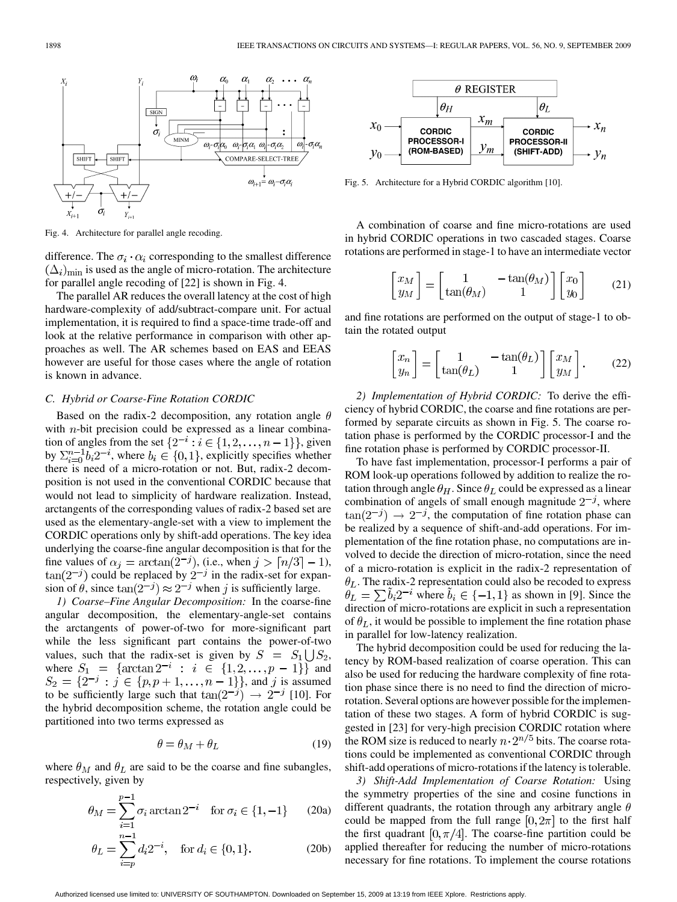Fig. 4. Architecture for parallel angle recoding.

difference. The $\sigma_i \cdot \alpha_i$ corresponding to the smallest difference $(\Delta_i)_{\min}$ is used as the angle of micro-rotation. The architecture for parallel angle recoding of [22] is shown in Fig. 4.

The parallel AR reduces the overall latency at the cost of high hardware-complexity of add/subtract-compare unit. For actual implementation, it is required to find a space-time trade-off and look at the relative performance in comparison with other approaches as well. The AR schemes based on EAS and EEAS however are useful for those cases where the angle of rotation is known in advance.

### C. Hybrid or Coarse-Fine Rotation CORDIC

Based on the radix-2 decomposition, any rotation angle $\theta$ with $n$-bit precision could be expressed as a linear combination of angles from the set $\{2^{-i} : i \in \{1, 2, \ldots, n-1\}\}$, given by $\Sigma_{i=0}^{n-1} b_i 2^{-i}$, where $b_i \in \{0, 1\}$, explicitly specifies whether there is need of a micro-rotation or not. But, radix-2 decomposition is not used in the conventional CORDIC because that would not lead to simplicity of hardware realization. Instead, arctangents of the corresponding values of radix-2 based set are used as the elementary-angle-set with a view to implement the CORDIC operations only by shift-add operations. The key idea underlying the coarse-fine angular decomposition is that for the fine values of $\alpha_j = \arctan(2^{-j})$, (i.e., when $j > \lceil n/3 \rceil - 1$), $\tan(2^{-j})$ could be replaced by $2^{-j}$ in the radix-set for expansion of $\theta$, since $\tan(2^{-j}) \approx 2^{-j}$ when $j$ is sufficiently large.

*1) Coarse–Fine Angular Decomposition:* In the coarse-fine angular decomposition, the elementary-angle-set contains the arctangents of power-of-two for more-significant part while the less significant part contains the power-of-two values, such that the radix-set is given by $S = S_1 \bigcup S_2$, where $S_1 = \{\arctan 2^{-i} : i \in \{1, 2, \ldots, p-1\}\}$ and $S_2 = \{2^{-j} : j \in \{p, p+1, \ldots, n-1\}\}$, and $j$ is assumed to be sufficiently large such that $\tan(2^{-j}) \rightarrow 2^{-j}$ [10]. For the hybrid decomposition scheme, the rotation angle could be partitioned into two terms expressed as

$$\theta = \theta_M + \theta_L \tag{19}$$

where $\theta_M$ and $\theta_L$ are said to be the coarse and fine subangles, respectively, given by

$$\theta_M = \sum_{i=1}^{p-1} \sigma_i \arctan 2^{-i} \quad \text{for } \sigma_i \in \{1, -1\} \tag{20a}$$

$$\theta_L = \sum_{i=p}^{n-1} d_i 2^{-i}, \quad \text{for } d_i \in \{0, 1\}. \tag{20b}$$

Fig. 5. Architecture for a Hybrid CORDIC algorithm [10].

A combination of coarse and fine micro-rotations are used in hybrid CORDIC operations in two cascaded stages. Coarse rotations are performed in stage-1 to have an intermediate vector

$$\begin{bmatrix} x_M \\ y_M \end{bmatrix} = \begin{bmatrix} 1 & -\tan(\theta_M) \\ \tan(\theta_M) & 1 \end{bmatrix} \begin{bmatrix} x_0 \\ y_0 \end{bmatrix} \tag{21}$$

and fine rotations are performed on the output of stage-1 to obtain the rotated output

$$\begin{bmatrix} x_n \\ y_n \end{bmatrix} = \begin{bmatrix} 1 & -\tan(\theta_L) \\ \tan(\theta_L) & 1 \end{bmatrix} \begin{bmatrix} x_M \\ y_M \end{bmatrix}. \tag{22}$$

*2) Implementation of Hybrid CORDIC:* To derive the efficiency of hybrid CORDIC, the coarse and fine rotations are performed by separate circuits as shown in Fig. 5. The coarse rotation phase is performed by the CORDIC processor-I and the fine rotation phase is performed by CORDIC processor-II.

To have fast implementation, processor-I performs a pair of ROM look-up operations followed by addition to realize the rotation through angle $\theta_H$. Since $\theta_L$ could be expressed as a linear combination of angels of small enough magnitude $2^{-j}$, where $\tan(2^{-j}) \rightarrow 2^{-j}$, the computation of fine rotation phase can be realized by a sequence of shift-and-add operations. For implementation of the fine rotation phase, no computations are involved to decide the direction of micro-rotation, since the need of a micro-rotation is explicit in the radix-2 representation of $\theta_L$. The radix-2 representation could also be recoded to express $\theta_L = \sum \tilde{b}_i 2^{-i}$ where $\tilde{b}_i \in \{-1, 1\}$ as shown in [9]. Since the direction of micro-rotations are explicit in such a representation of $\theta_L$, it would be possible to implement the fine rotation phase in parallel for low-latency realization.

The hybrid decomposition could be used for reducing the latency by ROM-based realization of coarse operation. This can also be used for reducing the hardware complexity of fine rotation phase since there is no need to find the direction of micro-rotation. Several options are however possible for the implementation of these two stages. A form of hybrid CORDIC is suggested in [23] for very-high precision CORDIC rotation where the ROM size is reduced to nearly $n \cdot 2^{n/5}$ bits. The coarse rotations could be implemented as conventional CORDIC through shift-add operations of micro-rotations if the latency is tolerable.

*3) Shift-Add Implementation of Coarse Rotation:* Using the symmetry properties of the sine and cosine functions in different quadrants, the rotation through any arbitrary angle $\theta$ could be mapped from the full range $[0, 2\pi]$ to the first half the first quadrant $[0, \pi/4]$. The coarse-fine partition could be applied thereafter for reducing the number of micro-rotations necessary for fine rotations. To implement the course rotations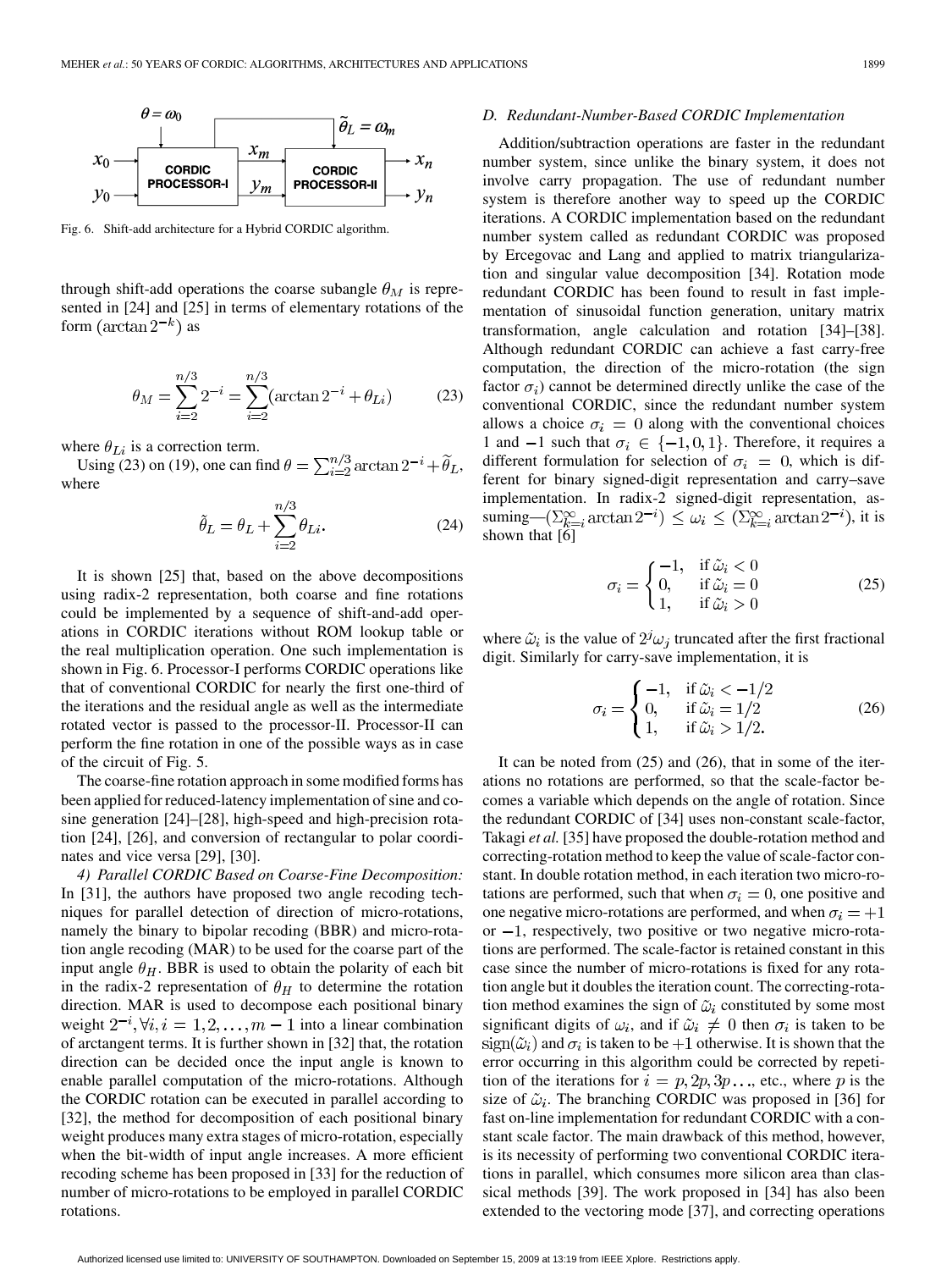Fig. 6. Shift-add architecture for a Hybrid CORDIC algorithm.

through shift-add operations the coarse subangle $\theta_M$ is represented in [24] and [25] in terms of elementary rotations of the form $(\arctan 2^{-k})$ as

$$\theta_M = \sum_{i=2}^{n/3} 2^{-i} = \sum_{i=2}^{n/3} (\arctan 2^{-i} + \theta_{Li}) \tag{23}$$

where $\theta_{Li}$ is a correction term.

Using (23) on (19), one can find $\theta = \sum_{i=2}^{n/3} \arctan 2^{-i} + \tilde{\theta}_L$, where

$$\tilde{\theta}_L = \theta_L + \sum_{i=2}^{n/3} \theta_{Li}. \tag{24}$$

It is shown [25] that, based on the above decompositions using radix-2 representation, both coarse and fine rotations could be implemented by a sequence of shift-and-add operations in CORDIC iterations without ROM lookup table or the real multiplication operation. One such implementation is shown in Fig. 6. Processor-I performs CORDIC operations like that of conventional CORDIC for nearly the first one-third of the iterations and the residual angle as well as the intermediate rotated vector is passed to the processor-II. Processor-II can perform the fine rotation in one of the possible ways as in case of the circuit of Fig. 5.

The coarse-fine rotation approach in some modified forms has been applied for reduced-latency implementation of sine and cosine generation [24]–[28], high-speed and high-precision rotation [24], [26], and conversion of rectangular to polar coordinates and vice versa [29], [30].

*4) Parallel CORDIC Based on Coarse-Fine Decomposition:* In [31], the authors have proposed two angle recoding techniques for parallel detection of direction of micro-rotations, namely the binary to bipolar recoding (BBR) and micro-rotation angle recoding (MAR) to be used for the coarse part of the input angle $\theta_H$. BBR is used to obtain the polarity of each bit in the radix-2 representation of $\theta_H$ to determine the rotation direction. MAR is used to decompose each positional binary weight $2^{-i}, \forall i, i = 1, 2, \ldots, m-1$ into a linear combination of arctangent terms. It is further shown in [32] that, the rotation direction can be decided once the input angle is known to enable parallel computation of the micro-rotations. Although the CORDIC rotation can be executed in parallel according to [32], the method for decomposition of each positional binary weight produces many extra stages of micro-rotation, especially when the bit-width of input angle increases. A more efficient recoding scheme has been proposed in [33] for the reduction of number of micro-rotations to be employed in parallel CORDIC rotations.

### *D. Redundant-Number-Based CORDIC Implementation*

Addition/subtraction operations are faster in the redundant number system, since unlike the binary system, it does not involve carry propagation. The use of redundant number system is therefore another way to speed up the CORDIC iterations. A CORDIC implementation based on the redundant number system called as redundant CORDIC was proposed by Ercegovac and Lang and applied to matrix triangularization and singular value decomposition [34]. Rotation mode redundant CORDIC has been found to result in fast implementation of sinusoidal function generation, unitary matrix transformation, angle calculation and rotation [34]–[38]. Although redundant CORDIC can achieve a fast carry-free computation, the direction of the micro-rotation (the sign factor $\sigma_i$) cannot be determined directly unlike the case of the conventional CORDIC, since the redundant number system allows a choice $\sigma_i = 0$ along with the conventional choices 1 and $-1$ such that $\sigma_i \in \{-1, 0, 1\}$. Therefore, it requires a different formulation for selection of $\sigma_i = 0$, which is different for binary signed-digit representation and carry–save implementation. In radix-2 signed-digit representation, assuming—$(\Sigma_{k=i}^{\infty} \arctan 2^{-i}) \leq \omega_i \leq (\Sigma_{k=i}^{\infty} \arctan 2^{-i})$, it is shown that [6]

$$\sigma_i = \begin{cases} -1, & \text{if } \tilde{\omega}_i < 0 \\ 0, & \text{if } \tilde{\omega}_i = 0 \\ 1, & \text{if } \tilde{\omega}_i > 0 \end{cases} \tag{25}$$

where $\tilde{\omega}_i$ is the value of $2^j \omega_j$ truncated after the first fractional digit. Similarly for carry-save implementation, it is

$$\sigma_i = \begin{cases} -1, & \text{if } \tilde{\omega}_i < -1/2 \\ 0, & \text{if } \tilde{\omega}_i = 1/2 \\ 1, & \text{if } \tilde{\omega}_i > 1/2. \end{cases} \tag{26}$$

It can be noted from (25) and (26), that in some of the iterations no rotations are performed, so that the scale-factor becomes a variable which depends on the angle of rotation. Since the redundant CORDIC of [34] uses non-constant scale-factor, Takagi *et al.* [35] have proposed the double-rotation method and correcting-rotation method to keep the value of scale-factor constant. In double rotation method, in each iteration two micro-rotations are performed, such that when $\sigma_i = 0$, one positive and one negative micro-rotations are performed, and when $\sigma_i = +1$ or $-1$, respectively, two positive or two negative micro-rotations are performed. The scale-factor is retained constant in this case since the number of micro-rotations is fixed for any rotation angle but it doubles the iteration count. The correcting-rotation method examines the sign of $\tilde{\omega}_i$ constituted by some most significant digits of $\omega_i$, and if $\tilde{\omega}_i \neq 0$ then $\sigma_i$ is taken to be $\text{sign}(\tilde{\omega}_i)$ and $\sigma_i$ is taken to be $+1$ otherwise. It is shown that the error occurring in this algorithm could be corrected by repetition of the iterations for $i = p, 2p, 3p \ldots$, etc., where $p$ is the size of $\tilde{\omega}_i$. The branching CORDIC was proposed in [36] for fast on-line implementation for redundant CORDIC with a constant scale factor. The main drawback of this method, however, is its necessity of performing two conventional CORDIC iterations in parallel, which consumes more silicon area than classical methods [39]. The work proposed in [34] has also been extended to the vectoring mode [37], and correcting operations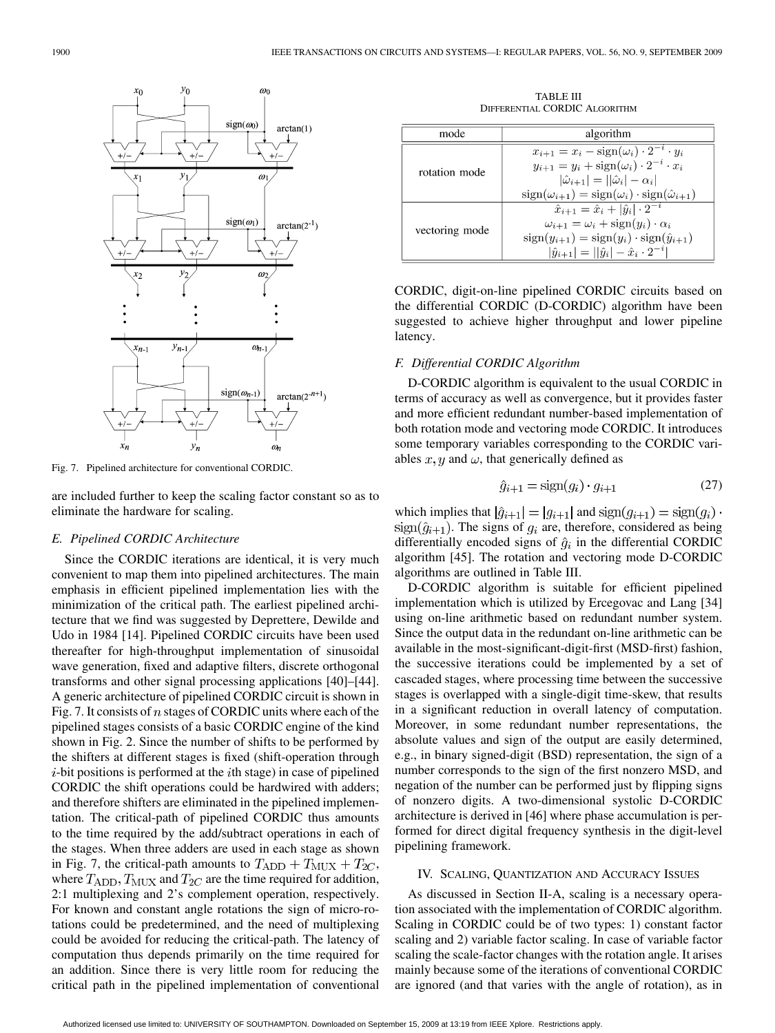Fig. 7. Pipelined architecture for conventional CORDIC.

are included further to keep the scaling factor constant so as to eliminate the hardware for scaling.

### E. Pipelined CORDIC Architecture

Since the CORDIC iterations are identical, it is very much convenient to map them into pipelined architectures. The main emphasis in efficient pipelined implementation lies with the minimization of the critical path. The earliest pipelined architecture that we find was suggested by Deprettere, Dewilde and Udo in 1984 [14]. Pipelined CORDIC circuits have been used thereafter for high-throughput implementation of sinusoidal wave generation, fixed and adaptive filters, discrete orthogonal transforms and other signal processing applications [40]–[44]. A generic architecture of pipelined CORDIC circuit is shown in Fig. 7. It consists of $n$ stages of CORDIC units where each of the pipelined stages consists of a basic CORDIC engine of the kind shown in Fig. 2. Since the number of shifts to be performed by the shifters at different stages is fixed (shift-operation through $i$-bit positions is performed at the $i$th stage) in case of pipelined CORDIC the shift operations could be hardwired with adders; and therefore shifters are eliminated in the pipelined implementation. The critical-path of pipelined CORDIC thus amounts to the time required by the add/subtract operations in each of the stages. When three adders are used in each stage as shown in Fig. 7, the critical-path amounts to $T_{\mathrm{ADD}} + T_{\mathrm{MUX}} + T_{2C}$, where $T_{\mathrm{ADD}}, T_{\mathrm{MUX}}$ and $T_{2C}$ are the time required for addition, 2:1 multiplexing and 2's complement operation, respectively. For known and constant angle rotations the sign of micro-rotations could be predetermined, and the need of multiplexing could be avoided for reducing the critical-path. The latency of computation thus depends primarily on the time required for an addition. Since there is very little room for reducing the critical path in the pipelined implementation of conventional CORDIC, digit-on-line pipelined CORDIC circuits based on the differential CORDIC (D-CORDIC) algorithm have been suggested to achieve higher throughput and lower pipeline latency.

TABLE III
DIFFERENTIAL CORDIC ALGORITHM

| mode | algorithm |
|---|---|
| rotation mode | $x_{i+1} = x_i - \mathrm{sign}(\omega_i) \cdot 2^{-i} \cdot y_i$ <br> $y_{i+1} = y_i + \mathrm{sign}(\omega_i) \cdot 2^{-i} \cdot x_i$ <br> $\lvert\hat{\omega}_{i+1}\rvert = \lvert\lvert\hat{\omega}_i\rvert - \alpha_i\rvert$ <br> $\mathrm{sign}(\omega_{i+1}) = \mathrm{sign}(\omega_i) \cdot \mathrm{sign}(\hat{\omega}_{i+1})$ |
| vectoring mode | $\hat{x}_{i+1} = \hat{x}_i + \lvert\hat{y}_i\rvert \cdot 2^{-i}$ <br> $\omega_{i+1} = \omega_i + \mathrm{sign}(y_i) \cdot \alpha_i$ <br> $\mathrm{sign}(y_{i+1}) = \mathrm{sign}(y_i) \cdot \mathrm{sign}(\hat{y}_{i+1})$ <br> $\lvert\hat{y}_{i+1}\rvert = \lvert\lvert\hat{y}_i\rvert - \hat{x}_i \cdot 2^{-i}\rvert$ |

### F. Differential CORDIC Algorithm

D-CORDIC algorithm is equivalent to the usual CORDIC in terms of accuracy as well as convergence, but it provides faster and more efficient redundant number-based implementation of both rotation mode and vectoring mode CORDIC. It introduces some temporary variables corresponding to the CORDIC variables $x, y$ and $\omega$, that generically defined as

$$\hat{g}_{i+1} = \mathrm{sign}(g_i) \cdot g_{i+1} \tag{27}$$

which implies that $|\hat{g}_{i+1}| = |g_{i+1}|$ and $\mathrm{sign}(g_{i+1}) = \mathrm{sign}(g_i) \cdot \mathrm{sign}(\hat{g}_{i+1})$. The signs of $g_i$ are, therefore, considered as being differentially encoded signs of $\hat{g}_i$ in the differential CORDIC algorithm [45]. The rotation and vectoring mode D-CORDIC algorithms are outlined in Table III.

D-CORDIC algorithm is suitable for efficient pipelined implementation which is utilized by Ercegovac and Lang [34] using on-line arithmetic based on redundant number system. Since the output data in the redundant on-line arithmetic can be available in the most-significant-digit-first (MSD-first) fashion, the successive iterations could be implemented by a set of cascaded stages, where processing time between the successive stages is overlapped with a single-digit time-skew, that results in a significant reduction in overall latency of computation. Moreover, in some redundant number representations, the absolute values and sign of the output are easily determined, e.g., in binary signed-digit (BSD) representation, the sign of a number corresponds to the sign of the first nonzero MSD, and negation of the number can be performed just by flipping signs of nonzero digits. A two-dimensional systolic D-CORDIC architecture is derived in [46] where phase accumulation is performed for direct digital frequency synthesis in the digit-level pipelining framework.

## IV. Scaling, Quantization and Accuracy Issues

As discussed in Section II-A, scaling is a necessary operation associated with the implementation of CORDIC algorithm. Scaling in CORDIC could be of two types: 1) constant factor scaling and 2) variable factor scaling. In case of variable factor scaling the scale-factor changes with the rotation angle. It arises mainly because some of the iterations of conventional CORDIC are ignored (and that varies with the angle of rotation), as in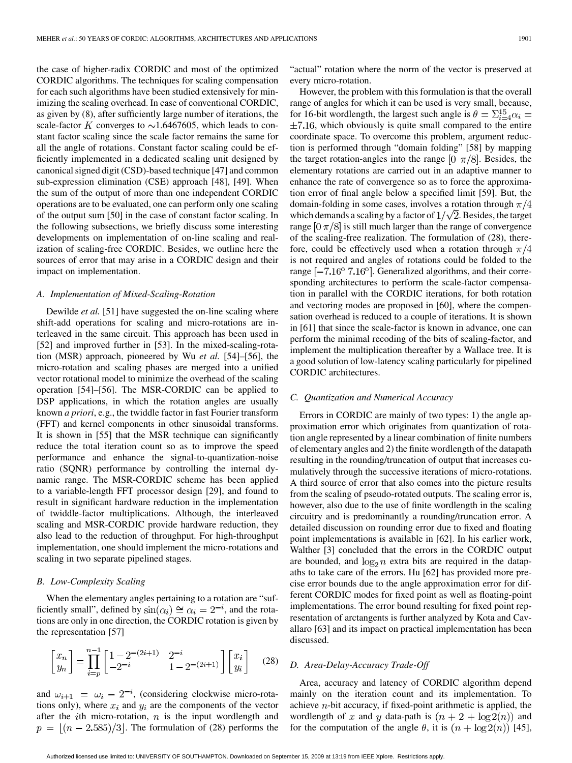the case of higher-radix CORDIC and most of the optimized CORDIC algorithms. The techniques for scaling compensation for each such algorithms have been studied extensively for minimizing the scaling overhead. In case of conventional CORDIC, as given by (8), after sufficiently large number of iterations, the scale-factor $K$ converges to $\sim$1.6467605, which leads to constant factor scaling since the scale factor remains the same for all the angle of rotations. Constant factor scaling could be efficiently implemented in a dedicated scaling unit designed by canonical signed digit (CSD)-based technique [47] and common sub-expression elimination (CSE) approach [48], [49]. When the sum of the output of more than one independent CORDIC operations are to be evaluated, one can perform only one scaling of the output sum [50] in the case of constant factor scaling. In the following subsections, we briefly discuss some interesting developments on implementation of on-line scaling and realization of scaling-free CORDIC. Besides, we outline here the sources of error that may arise in a CORDIC design and their impact on implementation.

### A. Implementation of Mixed-Scaling-Rotation

Dewilde *et al.* [51] have suggested the on-line scaling where shift-add operations for scaling and micro-rotations are interleaved in the same circuit. This approach has been used in [52] and improved further in [53]. In the mixed-scaling-rotation (MSR) approach, pioneered by Wu *et al.* [54]–[56], the micro-rotation and scaling phases are merged into a unified vector rotational model to minimize the overhead of the scaling operation [54]–[56]. The MSR-CORDIC can be applied to DSP applications, in which the rotation angles are usually known *a priori*, e.g., the twiddle factor in fast Fourier transform (FFT) and kernel components in other sinusoidal transforms. It is shown in [55] that the MSR technique can significantly reduce the total iteration count so as to improve the speed performance and enhance the signal-to-quantization-noise ratio (SQNR) performance by controlling the internal dynamic range. The MSR-CORDIC scheme has been applied to a variable-length FFT processor design [29], and found to result in significant hardware reduction in the implementation of twiddle-factor multiplications. Although, the interleaved scaling and MSR-CORDIC provide hardware reduction, they also lead to the reduction of throughput. For high-throughput implementation, one should implement the micro-rotations and scaling in two separate pipelined stages.

### B. Low-Complexity Scaling

When the elementary angles pertaining to a rotation are "sufficiently small", defined by $\sin(\alpha_i) \cong \alpha_i = 2^{-i}$, and the rotations are only in one direction, the CORDIC rotation is given by the representation [57]

$$\begin{bmatrix} x_n \\ y_n \end{bmatrix} = \prod_{i=p}^{n-1} \begin{bmatrix} 1 - 2^{-(2i+1)} & 2^{-i} \\ -2^{-i} & 1 - 2^{-(2i+1)} \end{bmatrix} \begin{bmatrix} x_i \\ y_i \end{bmatrix} \quad (28)$$

and $\omega_{i+1} = \omega_i - 2^{-i}$, (considering clockwise micro-rotations only), where $x_i$ and $y_i$ are the components of the vector after the $i$th micro-rotation, $n$ is the input wordlength and $p = \lfloor (n - 2.585)/3 \rfloor$. The formulation of (28) performs the "actual" rotation where the norm of the vector is preserved at every micro-rotation.

However, the problem with this formulation is that the overall range of angles for which it can be used is very small, because, for 16-bit wordlength, the largest such angle is $\theta = \Sigma_{i=4}^{15} \alpha_i = \pm 7.16$, which obviously is quite small compared to the entire coordinate space. To overcome this problem, argument reduction is performed through "domain folding" [58] by mapping the target rotation-angles into the range $[0\ \pi/8]$. Besides, the elementary rotations are carried out in an adaptive manner to enhance the rate of convergence so as to force the approximation error of final angle below a specified limit [59]. But, the domain-folding in some cases, involves a rotation through $\pi/4$ which demands a scaling by a factor of $1/\sqrt{2}$. Besides, the target range $[0\ \pi/8]$ is still much larger than the range of convergence of the scaling-free realization. The formulation of (28), therefore, could be effectively used when a rotation through $\pi/4$ is not required and angles of rotations could be folded to the range $[-7.16^\circ\ 7.16^\circ]$. Generalized algorithms, and their corresponding architectures to perform the scale-factor compensation in parallel with the CORDIC iterations, for both rotation and vectoring modes are proposed in [60], where the compensation overhead is reduced to a couple of iterations. It is shown in [61] that since the scale-factor is known in advance, one can perform the minimal recoding of the bits of scaling-factor, and implement the multiplication thereafter by a Wallace tree. It is a good solution of low-latency scaling particularly for pipelined CORDIC architectures.

### C. Quantization and Numerical Accuracy

Errors in CORDIC are mainly of two types: 1) the angle approximation error which originates from quantization of rotation angle represented by a linear combination of finite numbers of elementary angles and 2) the finite wordlength of the datapath resulting in the rounding/truncation of output that increases cumulatively through the successive iterations of micro-rotations. A third source of error that also comes into the picture results from the scaling of pseudo-rotated outputs. The scaling error is, however, also due to the use of finite wordlength in the scaling circuitry and is predominantly a rounding/truncation error. A detailed discussion on rounding error due to fixed and floating point implementations is available in [62]. In his earlier work, Walther [3] concluded that the errors in the CORDIC output are bounded, and $\log_2 n$ extra bits are required in the datapaths to take care of the errors. Hu [62] has provided more precise error bounds due to the angle approximation error for different CORDIC modes for fixed point as well as floating-point implementations. The error bound resulting for fixed point representation of arctangents is further analyzed by Kota and Cavallaro [63] and its impact on practical implementation has been discussed.

### D. Area-Delay-Accuracy Trade-Off

Area, accuracy and latency of CORDIC algorithm depend mainly on the iteration count and its implementation. To achieve $n$-bit accuracy, if fixed-point arithmetic is applied, the wordlength of $x$ and $y$ data-path is $(n + 2 + \log 2(n))$ and for the computation of the angle $\theta$, it is $(n + \log 2(n))$ [45],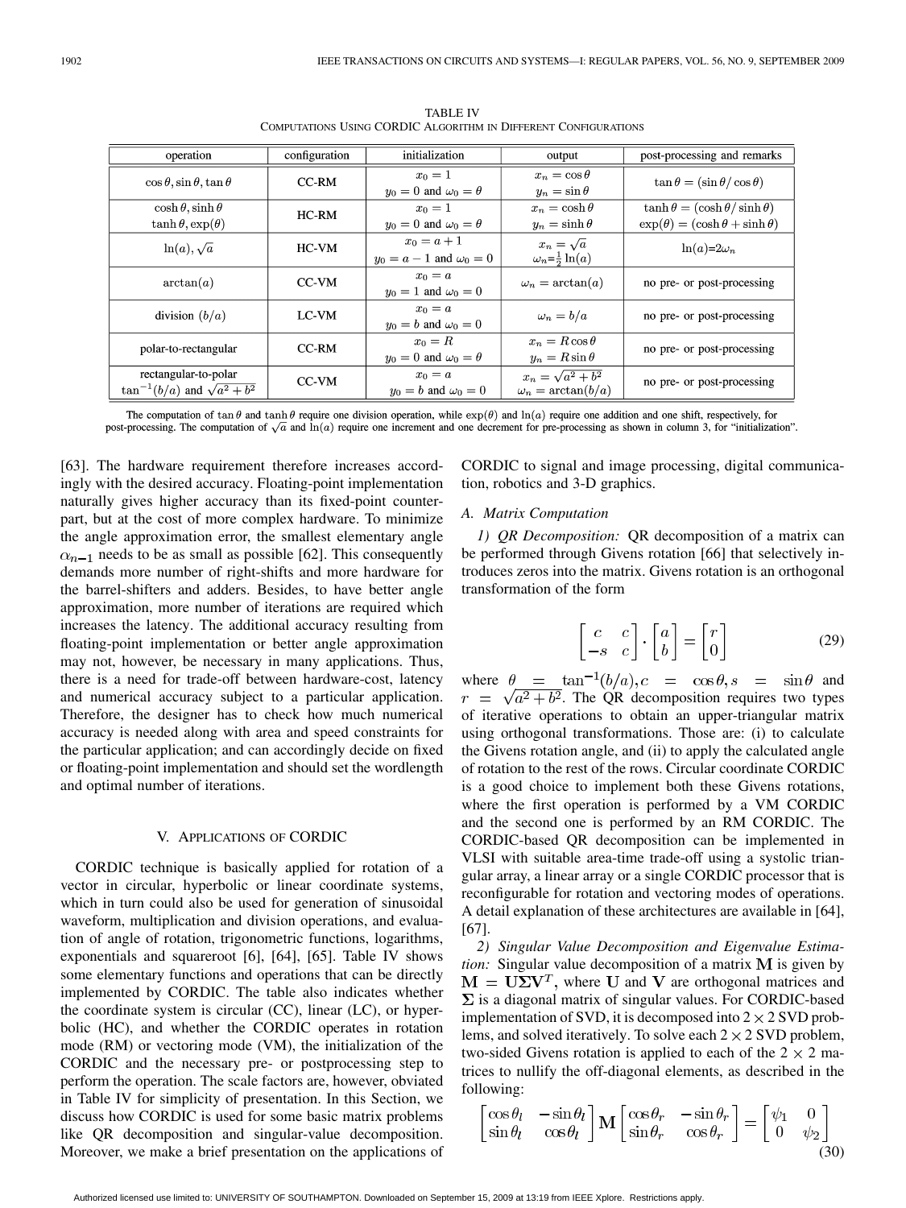TABLE IV
COMPUTATIONS USING CORDIC ALGORITHM IN DIFFERENT CONFIGURATIONS

| operation | configuration | initialization | output | post-processing and remarks |
|---|---|---|---|---|
| $\cos\theta, \sin\theta, \tan\theta$ | CC-RM | $x_0 = 1$ <br> $y_0 = 0$ and $\omega_0 = \theta$ | $x_n = \cos\theta$ <br> $y_n = \sin\theta$ | $\tan\theta = (\sin\theta / \cos\theta)$ |
| $\cosh\theta, \sinh\theta$ <br> $\tanh\theta, \exp(\theta)$ | HC-RM | $x_0 = 1$ <br> $y_0 = 0$ and $\omega_0 = \theta$ | $x_n = \cosh\theta$ <br> $y_n = \sinh\theta$ | $\tanh\theta = (\cosh\theta / \sinh\theta)$ <br> $\exp(\theta) = (\cosh\theta + \sinh\theta)$ |
| $\ln(a), \sqrt{a}$ | HC-VM | $x_0 = a + 1$ <br> $y_0 = a - 1$ and $\omega_0 = 0$ | $x_n = \sqrt{a}$ <br> $\omega_n = \frac{1}{2}\ln(a)$ | $\ln(a) = 2\omega_n$ |
| $\arctan(a)$ | CC-VM | $x_0 = a$ <br> $y_0 = 1$ and $\omega_0 = 0$ | $\omega_n = \arctan(a)$ | no pre- or post-processing |
| division $(b/a)$ | LC-VM | $x_0 = a$ <br> $y_0 = b$ and $\omega_0 = 0$ | $\omega_n = b/a$ | no pre- or post-processing |
| polar-to-rectangular | CC-RM | $x_0 = R$ <br> $y_0 = 0$ and $\omega_0 = \theta$ | $x_n = R\cos\theta$ <br> $y_n = R\sin\theta$ | no pre- or post-processing |
| rectangular-to-polar <br> $\tan^{-1}(b/a)$ and $\sqrt{a^2 + b^2}$ | CC-VM | $x_0 = a$ <br> $y_0 = b$ and $\omega_0 = 0$ | $x_n = \sqrt{a^2 + b^2}$ <br> $\omega_n = \arctan(b/a)$ | no pre- or post-processing |

The computation of $\tan\theta$ and $\tanh\theta$ require one division operation, while $\exp(\theta)$ and $\ln(a)$ require one addition and one shift, respectively, for post-processing. The computation of $\sqrt{a}$ and $\ln(a)$ require one increment and one decrement for pre-processing as shown in column 3, for "initialization".

[63]. The hardware requirement therefore increases accordingly with the desired accuracy. Floating-point implementation naturally gives higher accuracy than its fixed-point counterpart, but at the cost of more complex hardware. To minimize the angle approximation error, the smallest elementary angle $\alpha_{n-1}$ needs to be as small as possible [62]. This consequently demands more number of right-shifts and more hardware for the barrel-shifters and adders. Besides, to have better angle approximation, more number of iterations are required which increases the latency. The additional accuracy resulting from floating-point implementation or better angle approximation may not, however, be necessary in many applications. Thus, there is a need for trade-off between hardware-cost, latency and numerical accuracy subject to a particular application. Therefore, the designer has to check how much numerical accuracy is needed along with area and speed constraints for the particular application; and can accordingly decide on fixed or floating-point implementation and should set the wordlength and optimal number of iterations.

## V. APPLICATIONS OF CORDIC

CORDIC technique is basically applied for rotation of a vector in circular, hyperbolic or linear coordinate systems, which in turn could also be used for generation of sinusoidal waveform, multiplication and division operations, and evaluation of angle of rotation, trigonometric functions, logarithms, exponentials and squareroot [6], [64], [65]. Table IV shows some elementary functions and operations that can be directly implemented by CORDIC. The table also indicates whether the coordinate system is circular (CC), linear (LC), or hyperbolic (HC), and whether the CORDIC operates in rotation mode (RM) or vectoring mode (VM), the initialization of the CORDIC and the necessary pre- or postprocessing step to perform the operation. The scale factors are, however, obviated in Table IV for simplicity of presentation. In this Section, we discuss how CORDIC is used for some basic matrix problems like QR decomposition and singular-value decomposition. Moreover, we make a brief presentation on the applications of CORDIC to signal and image processing, digital communication, robotics and 3-D graphics.

### A. Matrix Computation

*1) QR Decomposition:* QR decomposition of a matrix can be performed through Givens rotation [66] that selectively introduces zeros into the matrix. Givens rotation is an orthogonal transformation of the form

$$\begin{bmatrix} c & c \\ -s & c \end{bmatrix} \cdot \begin{bmatrix} a \\ b \end{bmatrix} = \begin{bmatrix} r \\ 0 \end{bmatrix} \tag{29}$$

where $\theta = \tan^{-1}(b/a), c = \cos\theta, s = \sin\theta$ and $r = \sqrt{a^2 + b^2}$. The QR decomposition requires two types of iterative operations to obtain an upper-triangular matrix using orthogonal transformations. Those are: (i) to calculate the Givens rotation angle, and (ii) to apply the calculated angle of rotation to the rest of the rows. Circular coordinate CORDIC is a good choice to implement both these Givens rotations, where the first operation is performed by a VM CORDIC and the second one is performed by an RM CORDIC. The CORDIC-based QR decomposition can be implemented in VLSI with suitable area-time trade-off using a systolic triangular array, a linear array or a single CORDIC processor that is reconfigurable for rotation and vectoring modes of operations. A detail explanation of these architectures are available in [64], [67].

*2) Singular Value Decomposition and Eigenvalue Estimation:* Singular value decomposition of a matrix $\mathbf{M}$ is given by $\mathbf{M} = \mathbf{U\Sigma V}^T$, where $\mathbf{U}$ and $\mathbf{V}$ are orthogonal matrices and $\mathbf{\Sigma}$ is a diagonal matrix of singular values. For CORDIC-based implementation of SVD, it is decomposed into $2 \times 2$ SVD problems, and solved iteratively. To solve each $2 \times 2$ SVD problem, two-sided Givens rotation is applied to each of the $2 \times 2$ matrices to nullify the off-diagonal elements, as described in the following:

$$\begin{bmatrix} \cos\theta_l & -\sin\theta_l \\ \sin\theta_l & \cos\theta_l \end{bmatrix} \mathbf{M} \begin{bmatrix} \cos\theta_r & -\sin\theta_r \\ \sin\theta_r & \cos\theta_r \end{bmatrix} = \begin{bmatrix} \psi_1 & 0 \\ 0 & \psi_2 \end{bmatrix} \tag{30}$$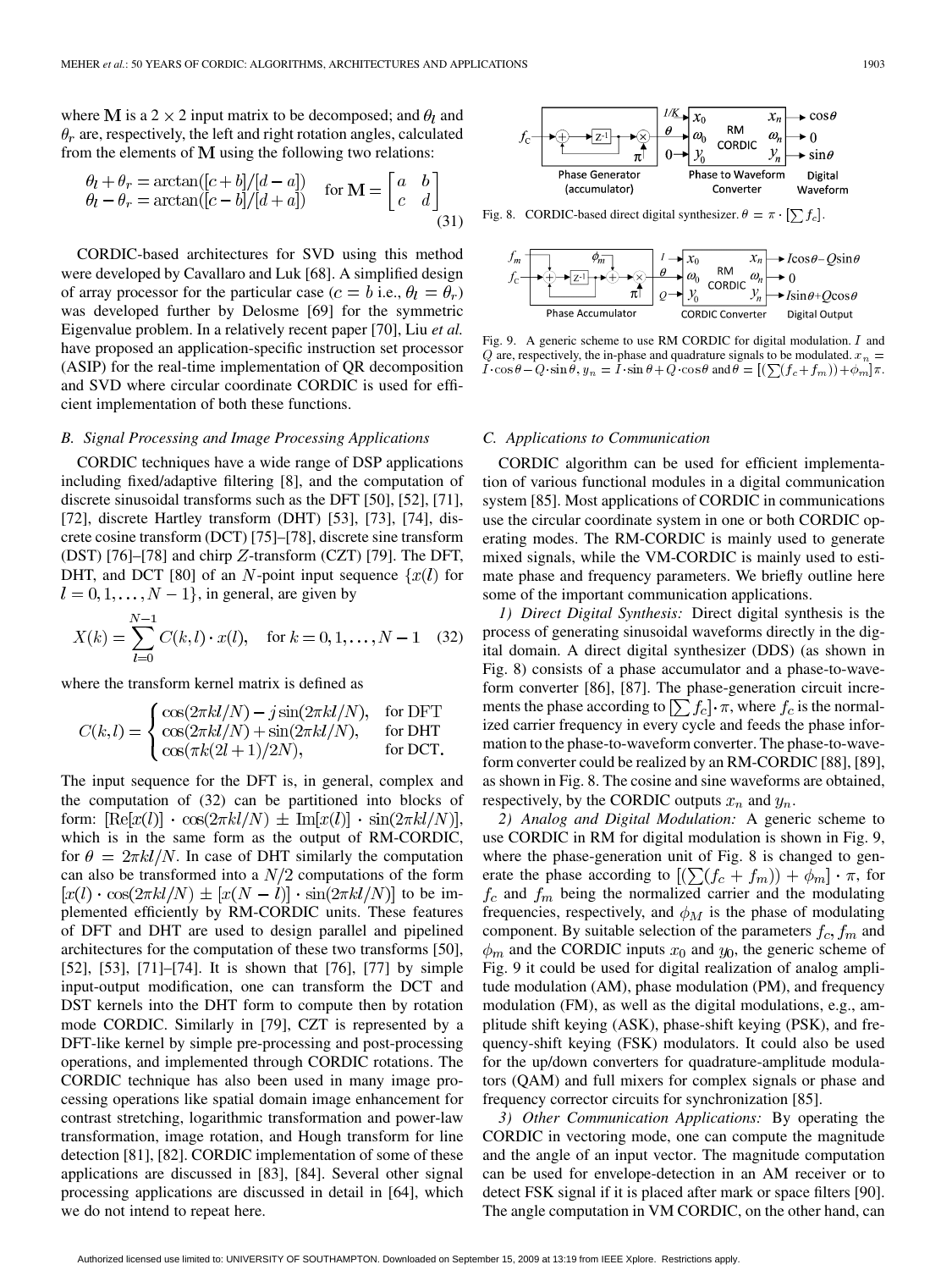where $\mathbf{M}$ is a $2 \times 2$ input matrix to be decomposed; and $\theta_l$ and $\theta_r$ are, respectively, the left and right rotation angles, calculated from the elements of $\mathbf{M}$ using the following two relations:

$$\begin{array}{l} \theta_l + \theta_r = \arctan([c+b]/[d-a]) \\ \theta_l - \theta_r = \arctan([c-b]/[d+a]) \end{array} \quad \text{for } \mathbf{M} = \begin{bmatrix} a & b \\ c & d \end{bmatrix} \tag{31}$$

CORDIC-based architectures for SVD using this method were developed by Cavallaro and Luk [68]. A simplified design of array processor for the particular case ($c = b$ i.e., $\theta_l = \theta_r$) was developed further by Delosme [69] for the symmetric Eigenvalue problem. In a relatively recent paper [70], Liu *et al.* have proposed an application-specific instruction set processor (ASIP) for the real-time implementation of QR decomposition and SVD where circular coordinate CORDIC is used for efficient implementation of both these functions.

### B. Signal Processing and Image Processing Applications

CORDIC techniques have a wide range of DSP applications including fixed/adaptive filtering [8], and the computation of discrete sinusoidal transforms such as the DFT [50], [52], [71], [72], discrete Hartley transform (DHT) [53], [73], [74], discrete cosine transform (DCT) [75]–[78], discrete sine transform (DST) [76]–[78] and chirp $Z$-transform (CZT) [79]. The DFT, DHT, and DCT [80] of an $N$-point input sequence $\{x(l)$ for $l = 0, 1, \ldots, N-1\}$, in general, are given by

$$X(k) = \sum_{l=0}^{N-1} C(k,l) \cdot x(l), \quad \text{for } k = 0, 1, \ldots, N-1 \tag{32}$$

where the transform kernel matrix is defined as

$$C(k,l) = \begin{cases} \cos(2\pi kl/N) - j\sin(2\pi kl/N), & \text{for DFT} \\ \cos(2\pi kl/N) + \sin(2\pi kl/N), & \text{for DHT} \\ \cos(\pi k(2l+1)/2N), & \text{for DCT.} \end{cases}$$

The input sequence for the DFT is, in general, complex and the computation of (32) can be partitioned into blocks of form: $[\mathrm{Re}[x(l)] \cdot \cos(2\pi kl/N) \pm \mathrm{Im}[x(l)] \cdot \sin(2\pi kl/N)]$, which is in the same form as the output of RM-CORDIC, for $\theta = 2\pi kl/N$. In case of DHT similarly the computation can also be transformed into a $N/2$ computations of the form $[x(l) \cdot \cos(2\pi kl/N) \pm [x(N-l)] \cdot \sin(2\pi kl/N)]$ to be implemented efficiently by RM-CORDIC units. These features of DFT and DHT are used to design parallel and pipelined architectures for the computation of these two transforms [50], [52], [53], [71]–[74]. It is shown that [76], [77] by simple input-output modification, one can transform the DCT and DST kernels into the DHT form to compute then by rotation mode CORDIC. Similarly in [79], CZT is represented by a DFT-like kernel by simple pre-processing and post-processing operations, and implemented through CORDIC rotations. The CORDIC technique has also been used in many image processing operations like spatial domain image enhancement for contrast stretching, logarithmic transformation and power-law transformation, image rotation, and Hough transform for line detection [81], [82]. CORDIC implementation of some of these applications are discussed in [83], [84]. Several other signal processing applications are discussed in detail in [64], which we do not intend to repeat here.

Fig. 8. CORDIC-based direct digital synthesizer. $\theta = \pi \cdot [\sum f_c]$.

Fig. 9. A generic scheme to use RM CORDIC for digital modulation. $I$ and $Q$ are, respectively, the in-phase and quadrature signals to be modulated. $x_n = I \cdot \cos\theta - Q \cdot \sin\theta$, $y_n = I \cdot \sin\theta + Q \cdot \cos\theta$ and $\theta = [(\sum(f_c + f_m)) + \phi_m]\pi$.

### C. Applications to Communication

CORDIC algorithm can be used for efficient implementation of various functional modules in a digital communication system [85]. Most applications of CORDIC in communications use the circular coordinate system in one or both CORDIC operating modes. The RM-CORDIC is mainly used to generate mixed signals, while the VM-CORDIC is mainly used to estimate phase and frequency parameters. We briefly outline here some of the important communication applications.

*1) Direct Digital Synthesis:* Direct digital synthesis is the process of generating sinusoidal waveforms directly in the digital domain. A direct digital synthesizer (DDS) (as shown in Fig. 8) consists of a phase accumulator and a phase-to-waveform converter [86], [87]. The phase-generation circuit increments the phase according to $[\sum f_c] \cdot \pi$, where $f_c$ is the normalized carrier frequency in every cycle and feeds the phase information to the phase-to-waveform converter. The phase-to-waveform converter could be realized by an RM-CORDIC [88], [89], as shown in Fig. 8. The cosine and sine waveforms are obtained, respectively, by the CORDIC outputs $x_n$ and $y_n$.

*2) Analog and Digital Modulation:* A generic scheme to use CORDIC in RM for digital modulation is shown in Fig. 9, where the phase-generation unit of Fig. 8 is changed to generate the phase according to $[(\sum(f_c + f_m)) + \phi_m] \cdot \pi$, for $f_c$ and $f_m$ being the normalized carrier and the modulating frequencies, respectively, and $\phi_M$ is the phase of modulating component. By suitable selection of the parameters $f_c$, $f_m$ and $\phi_m$ and the CORDIC inputs $x_0$ and $y_0$, the generic scheme of Fig. 9 it could be used for digital realization of analog amplitude modulation (AM), phase modulation (PM), and frequency modulation (FM), as well as the digital modulations, e.g., amplitude shift keying (ASK), phase-shift keying (PSK), and frequency-shift keying (FSK) modulators. It could also be used for the up/down converters for quadrature-amplitude modulators (QAM) and full mixers for complex signals or phase and frequency corrector circuits for synchronization [85].

*3) Other Communication Applications:* By operating the CORDIC in vectoring mode, one can compute the magnitude and the angle of an input vector. The magnitude computation can be used for envelope-detection in an AM receiver or to detect FSK signal if it is placed after mark or space filters [90]. The angle computation in VM CORDIC, on the other hand, can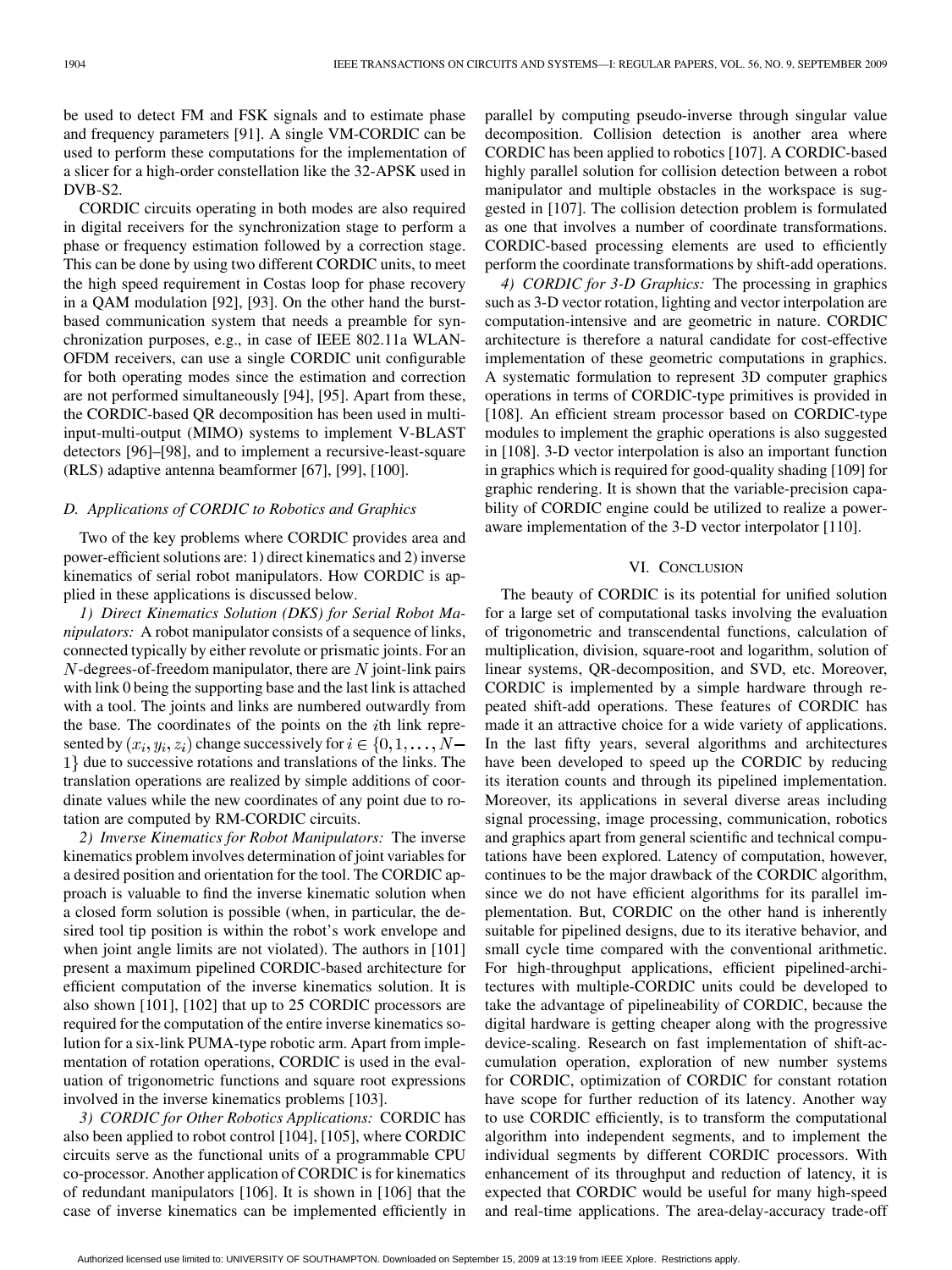be used to detect FM and FSK signals and to estimate phase and frequency parameters [91]. A single VM-CORDIC can be used to perform these computations for the implementation of a slicer for a high-order constellation like the 32-APSK used in DVB-S2.

CORDIC circuits operating in both modes are also required in digital receivers for the synchronization stage to perform a phase or frequency estimation followed by a correction stage. This can be done by using two different CORDIC units, to meet the high speed requirement in Costas loop for phase recovery in a QAM modulation [92], [93]. On the other hand the burst-based communication system that needs a preamble for synchronization purposes, e.g., in case of IEEE 802.11a WLAN-OFDM receivers, can use a single CORDIC unit configurable for both operating modes since the estimation and correction are not performed simultaneously [94], [95]. Apart from these, the CORDIC-based QR decomposition has been used in multi-input-multi-output (MIMO) systems to implement V-BLAST detectors [96]–[98], and to implement a recursive-least-square (RLS) adaptive antenna beamformer [67], [99], [100].

### *D. Applications of CORDIC to Robotics and Graphics*

Two of the key problems where CORDIC provides area and power-efficient solutions are: 1) direct kinematics and 2) inverse kinematics of serial robot manipulators. How CORDIC is applied in these applications is discussed below.

*1) Direct Kinematics Solution (DKS) for Serial Robot Manipulators:* A robot manipulator consists of a sequence of links, connected typically by either revolute or prismatic joints. For an $N$-degrees-of-freedom manipulator, there are $N$ joint-link pairs with link 0 being the supporting base and the last link is attached with a tool. The joints and links are numbered outwardly from the base. The coordinates of the points on the $i$th link represented by $(x_i, y_i, z_i)$ change successively for $i \in \{0, 1, \ldots, N-1\}$ due to successive rotations and translations of the links. The translation operations are realized by simple additions of coordinate values while the new coordinates of any point due to rotation are computed by RM-CORDIC circuits.

*2) Inverse Kinematics for Robot Manipulators:* The inverse kinematics problem involves determination of joint variables for a desired position and orientation for the tool. The CORDIC approach is valuable to find the inverse kinematic solution when a closed form solution is possible (when, in particular, the desired tool tip position is within the robot's work envelope and when joint angle limits are not violated). The authors in [101] present a maximum pipelined CORDIC-based architecture for efficient computation of the inverse kinematics solution. It is also shown [101], [102] that up to 25 CORDIC processors are required for the computation of the entire inverse kinematics solution for a six-link PUMA-type robotic arm. Apart from implementation of rotation operations, CORDIC is used in the evaluation of trigonometric functions and square root expressions involved in the inverse kinematics problems [103].

*3) CORDIC for Other Robotics Applications:* CORDIC has also been applied to robot control [104], [105], where CORDIC circuits serve as the functional units of a programmable CPU co-processor. Another application of CORDIC is for kinematics of redundant manipulators [106]. It is shown in [106] that the case of inverse kinematics can be implemented efficiently in parallel by computing pseudo-inverse through singular value decomposition. Collision detection is another area where CORDIC has been applied to robotics [107]. A CORDIC-based highly parallel solution for collision detection between a robot manipulator and multiple obstacles in the workspace is suggested in [107]. The collision detection problem is formulated as one that involves a number of coordinate transformations. CORDIC-based processing elements are used to efficiently perform the coordinate transformations by shift-add operations.

*4) CORDIC for 3-D Graphics:* The processing in graphics such as 3-D vector rotation, lighting and vector interpolation are computation-intensive and are geometric in nature. CORDIC architecture is therefore a natural candidate for cost-effective implementation of these geometric computations in graphics. A systematic formulation to represent 3D computer graphics operations in terms of CORDIC-type primitives is provided in [108]. An efficient stream processor based on CORDIC-type modules to implement the graphic operations is also suggested in [108]. 3-D vector interpolation is also an important function in graphics which is required for good-quality shading [109] for graphic rendering. It is shown that the variable-precision capability of CORDIC engine could be utilized to realize a power-aware implementation of the 3-D vector interpolator [110].

## VI. Conclusion

The beauty of CORDIC is its potential for unified solution for a large set of computational tasks involving the evaluation of trigonometric and transcendental functions, calculation of multiplication, division, square-root and logarithm, solution of linear systems, QR-decomposition, and SVD, etc. Moreover, CORDIC is implemented by a simple hardware through repeated shift-add operations. These features of CORDIC has made it an attractive choice for a wide variety of applications. In the last fifty years, several algorithms and architectures have been developed to speed up the CORDIC by reducing its iteration counts and through its pipelined implementation. Moreover, its applications in several diverse areas including signal processing, image processing, communication, robotics and graphics apart from general scientific and technical computations have been explored. Latency of computation, however, continues to be the major drawback of the CORDIC algorithm, since we do not have efficient algorithms for its parallel implementation. But, CORDIC on the other hand is inherently suitable for pipelined designs, due to its iterative behavior, and small cycle time compared with the conventional arithmetic. For high-throughput applications, efficient pipelined-architectures with multiple-CORDIC units could be developed to take the advantage of pipelineability of CORDIC, because the digital hardware is getting cheaper along with the progressive device-scaling. Research on fast implementation of shift-accumulation operation, exploration of new number systems for CORDIC, optimization of CORDIC for constant rotation have scope for further reduction of its latency. Another way to use CORDIC efficiently, is to transform the computational algorithm into independent segments, and to implement the individual segments by different CORDIC processors. With enhancement of its throughput and reduction of latency, it is expected that CORDIC would be useful for many high-speed and real-time applications. The area-delay-accuracy trade-off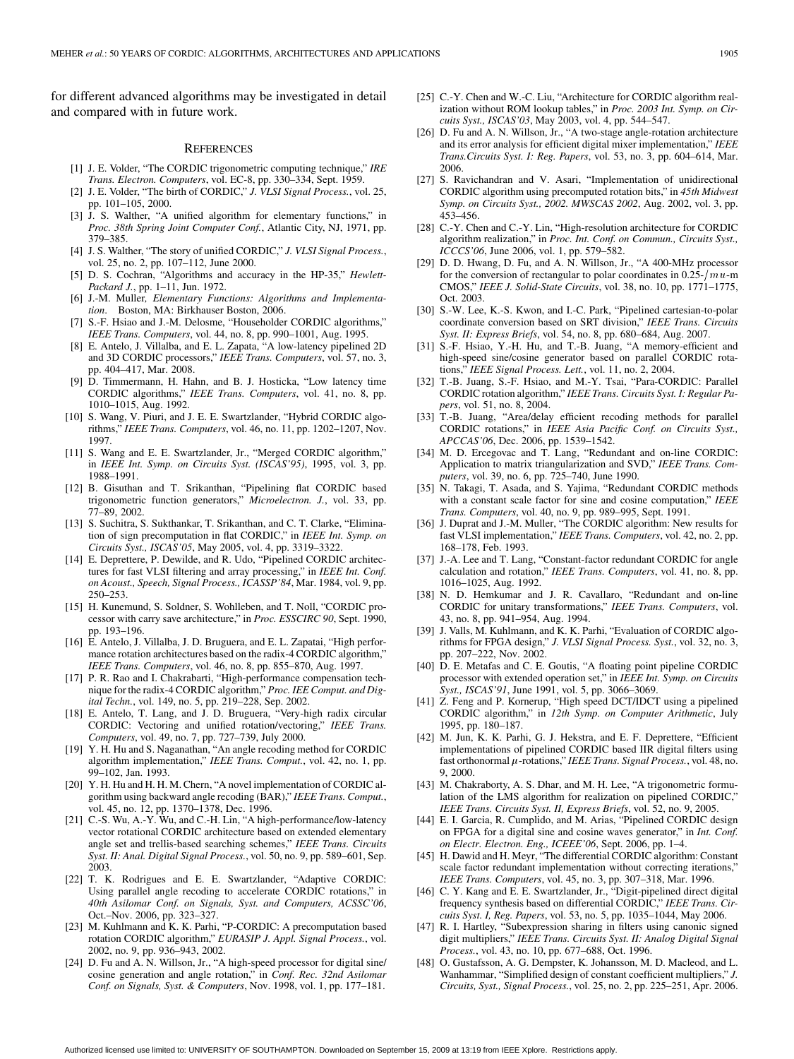for different advanced algorithms may be investigated in detail and compared with in future work.

## References

[1] J. E. Volder, "The CORDIC trigonometric computing technique," *IRE Trans. Electron. Computers*, vol. EC-8, pp. 330–334, Sept. 1959.

[2] J. E. Volder, "The birth of CORDIC," *J. VLSI Signal Process.*, vol. 25, pp. 101–105, 2000.

[3] J. S. Walther, "A unified algorithm for elementary functions," in *Proc. 38th Spring Joint Computer Conf.*, Atlantic City, NJ, 1971, pp. 379–385.

[4] J. S. Walther, "The story of unified CORDIC," *J. VLSI Signal Process.*, vol. 25, no. 2, pp. 107–112, June 2000.

[5] D. S. Cochran, "Algorithms and accuracy in the HP-35," *Hewlett-Packard J.*, pp. 1–11, Jun. 1972.

[6] J.-M. Muller, *Elementary Functions: Algorithms and Implementation*. Boston, MA: Birkhauser Boston, 2006.

[7] S.-F. Hsiao and J.-M. Delosme, "Householder CORDIC algorithms," *IEEE Trans. Computers*, vol. 44, no. 8, pp. 990–1001, Aug. 1995.

[8] E. Antelo, J. Villalba, and E. L. Zapata, "A low-latency pipelined 2D and 3D CORDIC processors," *IEEE Trans. Computers*, vol. 57, no. 3, pp. 404–417, Mar. 2008.

[9] D. Timmermann, H. Hahn, and B. J. Hosticka, "Low latency time CORDIC algorithms," *IEEE Trans. Computers*, vol. 41, no. 8, pp. 1010–1015, Aug. 1992.

[10] S. Wang, V. Piuri, and J. E. E. Swartzlander, "Hybrid CORDIC algorithms," *IEEE Trans. Computers*, vol. 46, no. 11, pp. 1202–1207, Nov. 1997.

[11] S. Wang and E. E. Swartzlander, Jr., "Merged CORDIC algorithm," in *IEEE Int. Symp. on Circuits Syst. (ISCAS'95)*, 1995, vol. 3, pp. 1988–1991.

[12] B. Gisuthan and T. Srikanthan, "Pipelining flat CORDIC based trigonometric function generators," *Microelectron. J.*, vol. 33, pp. 77–89, 2002.

[13] S. Suchitra, S. Sukthankar, T. Srikanthan, and C. T. Clarke, "Elimination of sign precomputation in flat CORDIC," in *IEEE Int. Symp. on Circuits Syst., ISCAS'05*, May 2005, vol. 4, pp. 3319–3322.

[14] E. Deprettere, P. Dewilde, and R. Udo, "Pipelined CORDIC architectures for fast VLSI filtering and array processing," in *IEEE Int. Conf. on Acoust., Speech, Signal Process., ICASSP'84*, Mar. 1984, vol. 9, pp. 250–253.

[15] H. Kunemund, S. Soldner, S. Wohlleben, and T. Noll, "CORDIC processor with carry save architecture," in *Proc. ESSCIRC 90*, Sept. 1990, pp. 193–196.

[16] E. Antelo, J. Villalba, J. D. Bruguera, and E. L. Zapatai, "High performance rotation architectures based on the radix-4 CORDIC algorithm," *IEEE Trans. Computers*, vol. 46, no. 8, pp. 855–870, Aug. 1997.

[17] P. R. Rao and I. Chakrabarti, "High-performance compensation technique for the radix-4 CORDIC algorithm," *Proc. IEE Comput. and Digital Techn.*, vol. 149, no. 5, pp. 219–228, Sep. 2002.

[18] E. Antelo, T. Lang, and J. D. Bruguera, "Very-high radix circular CORDIC: Vectoring and unified rotation/vectoring," *IEEE Trans. Computers*, vol. 49, no. 7, pp. 727–739, July 2000.

[19] Y. H. Hu and S. Naganathan, "An angle recoding method for CORDIC algorithm implementation," *IEEE Trans. Comput.*, vol. 42, no. 1, pp. 99–102, Jan. 1993.

[20] Y. H. Hu and H. H. M. Chern, "A novel implementation of CORDIC algorithm using backward angle recoding (BAR)," *IEEE Trans. Comput.*, vol. 45, no. 12, pp. 1370–1378, Dec. 1996.

[21] C.-S. Wu, A.-Y. Wu, and C.-H. Lin, "A high-performance/low-latency vector rotational CORDIC architecture based on extended elementary angle set and trellis-based searching schemes," *IEEE Trans. Circuits Syst. II: Anal. Digital Signal Process.*, vol. 50, no. 9, pp. 589–601, Sep. 2003.

[22] T. K. Rodrigues and E. E. Swartzlander, "Adaptive CORDIC: Using parallel angle recoding to accelerate CORDIC rotations," in *40th Asilomar Conf. on Signals, Syst. and Computers, ACSSC'06*, Oct.–Nov. 2006, pp. 323–327.

[23] M. Kuhlmann and K. K. Parhi, "P-CORDIC: A precomputation based rotation CORDIC algorithm," *EURASIP J. Appl. Signal Process.*, vol. 2002, no. 9, pp. 936–943, 2002.

[24] D. Fu and A. N. Willson, Jr., "A high-speed processor for digital sine/cosine generation and angle rotation," in *Conf. Rec. 32nd Asilomar Conf. on Signals, Syst. & Computers*, Nov. 1998, vol. 1, pp. 177–181.

[25] C.-Y. Chen and W.-C. Liu, "Architecture for CORDIC algorithm realization without ROM lookup tables," in *Proc. 2003 Int. Symp. on Circuits Syst., ISCAS'03*, May 2003, vol. 4, pp. 544–547.

[26] D. Fu and A. N. Willson, Jr., "A two-stage angle-rotation architecture and its error analysis for efficient digital mixer implementation," *IEEE Trans.Circuits Syst. I: Reg. Papers*, vol. 53, no. 3, pp. 604–614, Mar. 2006.

[27] S. Ravichandran and V. Asari, "Implementation of unidirectional CORDIC algorithm using precomputed rotation bits," in *45th Midwest Symp. on Circuits Syst., 2002. MWSCAS 2002*, Aug. 2002, vol. 3, pp. 453–456.

[28] C.-Y. Chen and C.-Y. Lin, "High-resolution architecture for CORDIC algorithm realization," in *Proc. Int. Conf. on Commun., Circuits Syst., ICCCS'06*, June 2006, vol. 1, pp. 579–582.

[29] D. D. Hwang, D. Fu, and A. N. Willson, Jr., "A 400-MHz processor for the conversion of rectangular to polar coordinates in 0.25-/$mu$-m CMOS," *IEEE J. Solid-State Circuits*, vol. 38, no. 10, pp. 1771–1775, Oct. 2003.

[30] S.-W. Lee, K.-S. Kwon, and I.-C. Park, "Pipelined cartesian-to-polar coordinate conversion based on SRT division," *IEEE Trans. Circuits Syst. II: Express Briefs*, vol. 54, no. 8, pp. 680–684, Aug. 2007.

[31] S.-F. Hsiao, Y.-H. Hu, and T.-B. Juang, "A memory-efficient and high-speed sine/cosine generator based on parallel CORDIC rotations," *IEEE Signal Process. Lett.*, vol. 11, no. 2, 2004.

[32] T.-B. Juang, S.-F. Hsiao, and M.-Y. Tsai, "Para-CORDIC: Parallel CORDIC rotation algorithm," *IEEE Trans. Circuits Syst. I: Regular Papers*, vol. 51, no. 8, 2004.

[33] T.-B. Juang, "Area/delay efficient recoding methods for parallel CORDIC rotations," in *IEEE Asia Pacific Conf. on Circuits Syst., APCCAS'06*, Dec. 2006, pp. 1539–1542.

[34] M. D. Ercegovac and T. Lang, "Redundant and on-line CORDIC: Application to matrix triangularization and SVD," *IEEE Trans. Computers*, vol. 39, no. 6, pp. 725–740, June 1990.

[35] N. Takagi, T. Asada, and S. Yajima, "Redundant CORDIC methods with a constant scale factor for sine and cosine computation," *IEEE Trans. Computers*, vol. 40, no. 9, pp. 989–995, Sept. 1991.

[36] J. Duprat and J.-M. Muller, "The CORDIC algorithm: New results for fast VLSI implementation," *IEEE Trans. Computers*, vol. 42, no. 2, pp. 168–178, Feb. 1993.

[37] J.-A. Lee and T. Lang, "Constant-factor redundant CORDIC for angle calculation and rotation," *IEEE Trans. Computers*, vol. 41, no. 8, pp. 1016–1025, Aug. 1992.

[38] N. D. Hemkumar and J. R. Cavallaro, "Redundant and on-line CORDIC for unitary transformations," *IEEE Trans. Computers*, vol. 43, no. 8, pp. 941–954, Aug. 1994.

[39] J. Valls, M. Kuhlmann, and K. K. Parhi, "Evaluation of CORDIC algorithms for FPGA design," *J. VLSI Signal Process. Syst.*, vol. 32, no. 3, pp. 207–222, Nov. 2002.

[40] D. E. Metafas and C. E. Goutis, "A floating point pipeline CORDIC processor with extended operation set," in *IEEE Int. Symp. on Circuits Syst., ISCAS'91*, June 1991, vol. 5, pp. 3066–3069.

[41] Z. Feng and P. Kornerup, "High speed DCT/IDCT using a pipelined CORDIC algorithm," in *12th Symp. on Computer Arithmetic*, July 1995, pp. 180–187.

[42] M. Jun, K. K. Parhi, G. J. Hekstra, and E. F. Deprettere, "Efficient implementations of pipelined CORDIC based IIR digital filters using fast orthonormal $\mu$-rotations," *IEEE Trans. Signal Process.*, vol. 48, no. 9, 2000.

[43] M. Chakraborty, A. S. Dhar, and M. H. Lee, "A trigonometric formulation of the LMS algorithm for realization on pipelined CORDIC," *IEEE Trans. Circuits Syst. II, Express Briefs*, vol. 52, no. 9, 2005.

[44] E. I. Garcia, R. Cumplido, and M. Arias, "Pipelined CORDIC design on FPGA for a digital sine and cosine waves generator," in *Int. Conf. on Electr. Electron. Eng., ICEEE'06*, Sept. 2006, pp. 1–4.

[45] H. Dawid and H. Meyr, "The differential CORDIC algorithm: Constant scale factor redundant implementation without correcting iterations," *IEEE Trans. Computers*, vol. 45, no. 3, pp. 307–318, Mar. 1996.

[46] C. Y. Kang and E. E. Swartzlander, Jr., "Digit-pipelined direct digital frequency synthesis based on differential CORDIC," *IEEE Trans. Circuits Syst. I, Reg. Papers*, vol. 53, no. 5, pp. 1035–1044, May 2006.

[47] R. I. Hartley, "Subexpression sharing in filters using canonic signed digit multipliers," *IEEE Trans. Circuits Syst. II: Analog Digital Signal Process.*, vol. 43, no. 10, pp. 677–688, Oct. 1996.

[48] O. Gustafsson, A. G. Dempster, K. Johansson, M. D. Macleod, and L. Wanhammar, "Simplified design of constant coefficient multipliers," *J. Circuits, Syst., Signal Process.*, vol. 25, no. 2, pp. 225–251, Apr. 2006.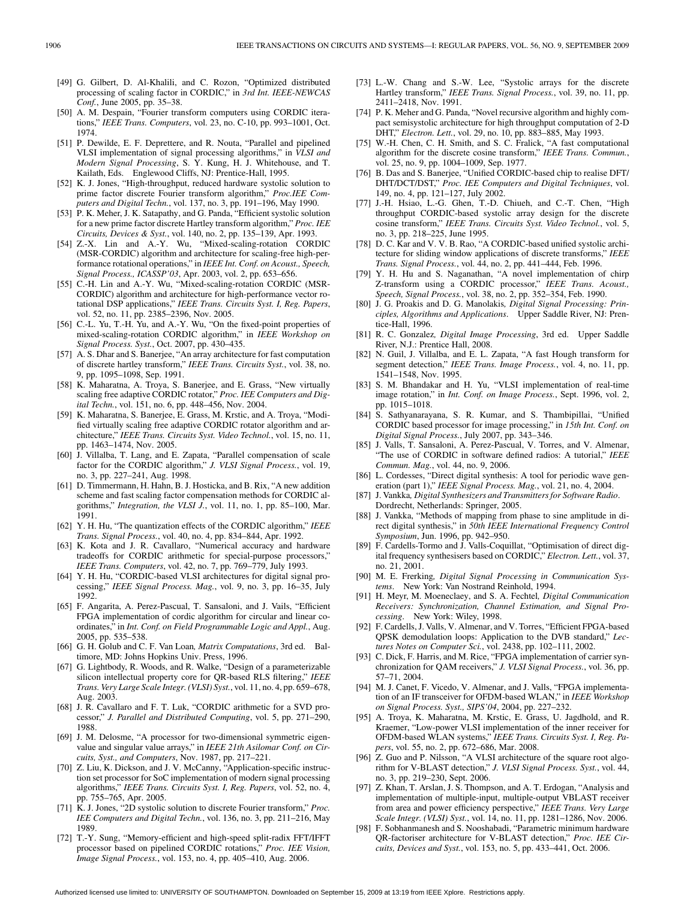[49] G. Gilbert, D. Al-Khalili, and C. Rozon, "Optimized distributed processing of scaling factor in CORDIC," in *3rd Int. IEEE-NEWCAS Conf.*, June 2005, pp. 35–38.

[50] A. M. Despain, "Fourier transform computers using CORDIC iterations," *IEEE Trans. Computers*, vol. 23, no. C-10, pp. 993–1001, Oct. 1974.

[51] P. Dewilde, E. F. Deprettere, and R. Nouta, "Parallel and pipelined VLSI implementation of signal processing algorithms," in *VLSI and Modern Signal Processing*, S. Y. Kung, H. J. Whitehouse, and T. Kailath, Eds. Englewood Cliffs, NJ: Prentice-Hall, 1995.

[52] K. J. Jones, "High-throughput, reduced hardware systolic solution to prime factor discrete Fourier transform algorithm," *Proc.IEE Computers and Digital Techn.*, vol. 137, no. 3, pp. 191–196, May 1990.

[53] P. K. Meher, J. K. Satapathy, and G. Panda, "Efficient systolic solution for a new prime factor discrete Hartley transform algorithm," *Proc. IEE Circuits, Devices & Syst.*, vol. 140, no. 2, pp. 135–139, Apr. 1993.

[54] Z.-X. Lin and A.-Y. Wu, "Mixed-scaling-rotation CORDIC (MSR-CORDIC) algorithm and architecture for scaling-free high-performance rotational operations," in *IEEE Int. Conf. on Acoust., Speech, Signal Process., ICASSP'03*, Apr. 2003, vol. 2, pp. 653–656.

[55] C.-H. Lin and A.-Y. Wu, "Mixed-scaling-rotation CORDIC (MSR-CORDIC) algorithm and architecture for high-performance vector rotational DSP applications," *IEEE Trans. Circuits Syst. I, Reg. Papers*, vol. 52, no. 11, pp. 2385–2396, Nov. 2005.

[56] C.-L. Yu, T.-H. Yu, and A.-Y. Wu, "On the fixed-point properties of mixed-scaling-rotation CORDIC algorithm," in *IEEE Workshop on Signal Process. Syst.*, Oct. 2007, pp. 430–435.

[57] A. S. Dhar and S. Banerjee, "An array architecture for fast computation of discrete hartley transform," *IEEE Trans. Circuits Syst.*, vol. 38, no. 9, pp. 1095–1098, Sep. 1991.

[58] K. Maharatna, A. Troya, S. Banerjee, and E. Grass, "New virtually scaling free adaptive CORDIC rotator," *Proc. IEE Computers and Digital Techn.*, vol. 151, no. 6, pp. 448–456, Nov. 2004.

[59] K. Maharatna, S. Banerjee, E. Grass, M. Krstic, and A. Troya, "Modified virtually scaling free adaptive CORDIC rotator algorithm and architecture," *IEEE Trans. Circuits Syst. Video Technol.*, vol. 15, no. 11, pp. 1463–1474, Nov. 2005.

[60] J. Villalba, T. Lang, and E. Zapata, "Parallel compensation of scale factor for the CORDIC algorithm," *J. VLSI Signal Process.*, vol. 19, no. 3, pp. 227–241, Aug. 1998.

[61] D. Timmermann, H. Hahn, B. J. Hosticka, and B. Rix, "A new addition scheme and fast scaling factor compensation methods for CORDIC algorithms," *Integration, the VLSI J.*, vol. 11, no. 1, pp. 85–100, Mar. 1991.

[62] Y. H. Hu, "The quantization effects of the CORDIC algorithm," *IEEE Trans. Signal Process.*, vol. 40, no. 4, pp. 834–844, Apr. 1992.

[63] K. Kota and J. R. Cavallaro, "Numerical accuracy and hardware tradeoffs for CORDIC arithmetic for special-purpose processors," *IEEE Trans. Computers*, vol. 42, no. 7, pp. 769–779, July 1993.

[64] Y. H. Hu, "CORDIC-based VLSI architectures for digital signal processing," *IEEE Signal Process. Mag.*, vol. 9, no. 3, pp. 16–35, July 1992.

[65] F. Angarita, A. Perez-Pascual, T. Sansaloni, and J. Vails, "Efficient FPGA implementation of cordic algorithm for circular and linear coordinates," in *Int. Conf. on Field Programmable Logic and Appl.*, Aug. 2005, pp. 535–538.

[66] G. H. Golub and C. F. Van Loan*, Matrix Computations*, 3rd ed. Baltimore, MD: Johns Hopkins Univ. Press, 1996.

[67] G. Lightbody, R. Woods, and R. Walke, "Design of a parameterizable silicon intellectual property core for QR-based RLS filtering," *IEEE Trans. Very Large Scale Integr. (VLSI) Syst.*, vol. 11, no. 4, pp. 659–678, Aug. 2003.

[68] J. R. Cavallaro and F. T. Luk, "CORDIC arithmetic for a SVD processor," *J. Parallel and Distributed Computing*, vol. 5, pp. 271–290, 1988.

[69] J. M. Delosme, "A processor for two-dimensional symmetric eigenvalue and singular value arrays," in *IEEE 21th Asilomar Conf. on Circuits, Syst., and Computers*, Nov. 1987, pp. 217–221.

[70] Z. Liu, K. Dickson, and J. V. McCanny, "Application-specific instruction set processor for SoC implementation of modern signal processing algorithms," *IEEE Trans. Circuits Syst. I, Reg. Papers*, vol. 52, no. 4, pp. 755–765, Apr. 2005.

[71] K. J. Jones, "2D systolic solution to discrete Fourier transform," *Proc. IEE Computers and Digital Techn.*, vol. 136, no. 3, pp. 211–216, May 1989.

[72] T.-Y. Sung, "Memory-efficient and high-speed split-radix FFT/IFFT processor based on pipelined CORDIC rotations," *Proc. IEE Vision, Image Signal Process.*, vol. 153, no. 4, pp. 405–410, Aug. 2006.

[73] L.-W. Chang and S.-W. Lee, "Systolic arrays for the discrete Hartley transform," *IEEE Trans. Signal Process.*, vol. 39, no. 11, pp. 2411–2418, Nov. 1991.

[74] P. K. Meher and G. Panda, "Novel recursive algorithm and highly compact semisystolic architecture for high throughput computation of 2-D DHT," *Electron. Lett.*, vol. 29, no. 10, pp. 883–885, May 1993.

[75] W.-H. Chen, C. H. Smith, and S. C. Fralick, "A fast computational algorithm for the discrete cosine transform," *IEEE Trans. Commun.*, vol. 25, no. 9, pp. 1004–1009, Sep. 1977.

[76] B. Das and S. Banerjee, "Unified CORDIC-based chip to realise DFT/ DHT/DCT/DST," *Proc. IEE Computers and Digital Techniques*, vol. 149, no. 4, pp. 121–127, July 2002.

[77] J.-H. Hsiao, L.-G. Ghen, T.-D. Chiueh, and C.-T. Chen, "High throughput CORDIC-based systolic array design for the discrete cosine transform," *IEEE Trans. Circuits Syst. Video Technol.*, vol. 5, no. 3, pp. 218–225, June 1995.

[78] D. C. Kar and V. V. B. Rao, "A CORDIC-based unified systolic architecture for sliding window applications of discrete transforms," *IEEE Trans. Signal Process.*, vol. 44, no. 2, pp. 441–444, Feb. 1996.

[79] Y. H. Hu and S. Naganathan, "A novel implementation of chirp Z-transform using a CORDIC processor," *IEEE Trans. Acoust., Speech, Signal Process.*, vol. 38, no. 2, pp. 352–354, Feb. 1990.

[80] J. G. Proakis and D. G. Manolakis*, Digital Signal Processing: Principles, Algorithms and Applications*. Upper Saddle River, NJ: Prentice-Hall, 1996.

[81] R. C. Gonzalez*, Digital Image Processing*, 3rd ed. Upper Saddle River, N.J.: Prentice Hall, 2008.

[82] N. Guil, J. Villalba, and E. L. Zapata, "A fast Hough transform for segment detection," *IEEE Trans. Image Process.*, vol. 4, no. 11, pp. 1541–1548, Nov. 1995.

[83] S. M. Bhandakar and H. Yu, "VLSI implementation of real-time image rotation," in *Int. Conf. on Image Process.*, Sept. 1996, vol. 2, pp. 1015–1018.

[84] S. Sathyanarayana, S. R. Kumar, and S. Thambipillai, "Unified CORDIC based processor for image processing," in *15th Int. Conf. on Digital Signal Process.*, July 2007, pp. 343–346.

[85] J. Valls, T. Sansaloni, A. Perez-Pascual, V. Torres, and V. Almenar, "The use of CORDIC in software defined radios: A tutorial," *IEEE Commun. Mag.*, vol. 44, no. 9, 2006.

[86] L. Cordesses, "Direct digital synthesis: A tool for periodic wave generation (part 1)," *IEEE Signal Process. Mag.*, vol. 21, no. 4, 2004.

[87] J. Vankka*, Digital Synthesizers and Transmitters for Software Radio*. Dordrecht, Netherlands: Springer, 2005.

[88] J. Vankka, "Methods of mapping from phase to sine amplitude in direct digital synthesis," in *50th IEEE International Frequency Control Symposium*, Jun. 1996, pp. 942–950.

[89] F. Cardells-Tormo and J. Valls-Coquillat, "Optimisation of direct digital frequency synthesisers based on CORDIC," *Electron. Lett.*, vol. 37, no. 21, 2001.

[90] M. E. Frerking*, Digital Signal Processing in Communication Systems*. New York: Van Nostrand Reinhold, 1994.

[91] H. Meyr, M. Moeneclaey, and S. A. Fechtel*, Digital Communication Receivers: Synchronization, Channel Estimation, and Signal Processing*. New York: Wiley, 1998.

[92] F. Cardells, J. Valls, V. Almenar, and V. Torres, "Efficient FPGA-based QPSK demodulation loops: Application to the DVB standard," *Lectures Notes on Computer Sci.*, vol. 2438, pp. 102–111, 2002.

[93] C. Dick, F. Harris, and M. Rice, "FPGA implementation of carrier synchronization for QAM receivers," *J. VLSI Signal Process.*, vol. 36, pp. 57–71, 2004.

[94] M. J. Canet, F. Vicedo, V. Almenar, and J. Valls, "FPGA implementation of an IF transceiver for OFDM-based WLAN," in *IEEE Workshop on Signal Process. Syst., SIPS'04*, 2004, pp. 227–232.

[95] A. Troya, K. Maharatna, M. Krstic, E. Grass, U. Jagdhold, and R. Kraemer, "Low-power VLSI implementation of the inner receiver for OFDM-based WLAN systems," *IEEE Trans. Circuits Syst. I, Reg. Papers*, vol. 55, no. 2, pp. 672–686, Mar. 2008.

[96] Z. Guo and P. Nilsson, "A VLSI architecture of the square root algorithm for V-BLAST detection," *J. VLSI Signal Process. Syst.*, vol. 44, no. 3, pp. 219–230, Sept. 2006.

[97] Z. Khan, T. Arslan, J. S. Thompson, and A. T. Erdogan, "Analysis and implementation of multiple-input, multiple-output VBLAST receiver from area and power efficiency perspective," *IEEE Trans. Very Large Scale Integr. (VLSI) Syst.*, vol. 14, no. 11, pp. 1281–1286, Nov. 2006.

[98] F. Sobhanmanesh and S. Nooshabadi, "Parametric minimum hardware QR-factoriser architecture for V-BLAST detection," *Proc. IEE Circuits, Devices and Syst.*, vol. 153, no. 5, pp. 433–441, Oct. 2006.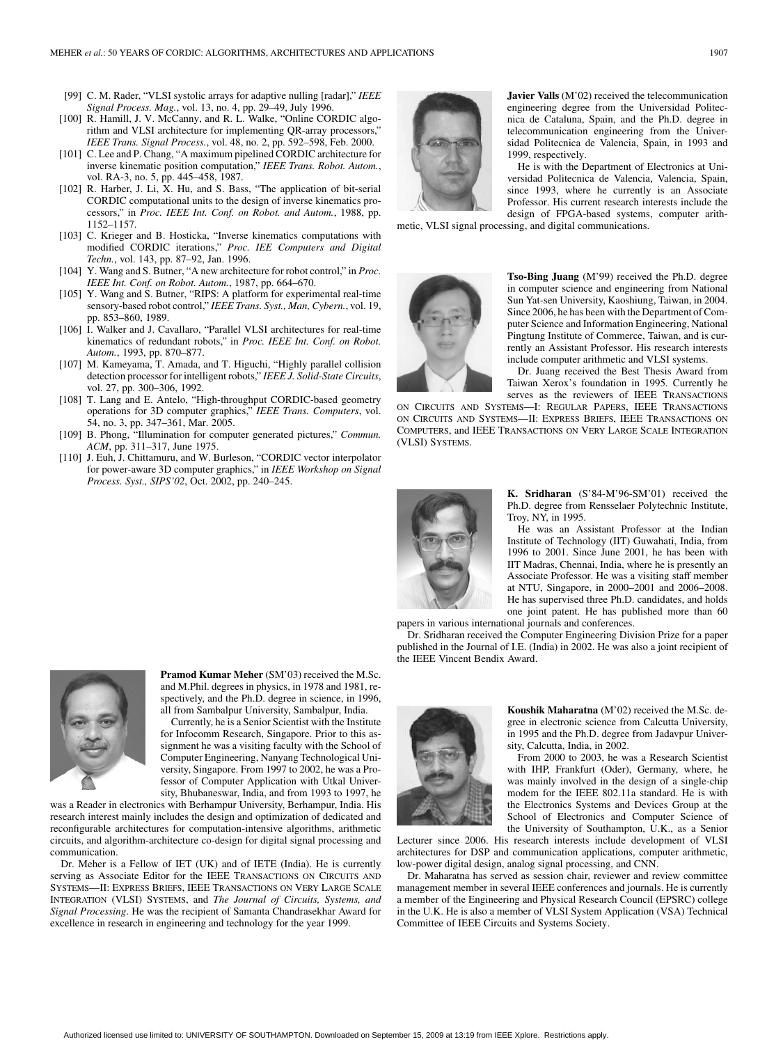[99] C. M. Rader, "VLSI systolic arrays for adaptive nulling [radar]," *IEEE Signal Process. Mag.*, vol. 13, no. 4, pp. 29–49, July 1996.

[100] R. Hamill, J. V. McCanny, and R. L. Walke, "Online CORDIC algorithm and VLSI architecture for implementing QR-array processors," *IEEE Trans. Signal Process.*, vol. 48, no. 2, pp. 592–598, Feb. 2000.

[101] C. Lee and P. Chang, "A maximum pipelined CORDIC architecture for inverse kinematic position computation," *IEEE Trans. Robot. Autom.*, vol. RA-3, no. 5, pp. 445–458, 1987.

[102] R. Harber, J. Li, X. Hu, and S. Bass, "The application of bit-serial CORDIC computational units to the design of inverse kinematics processors," in *Proc. IEEE Int. Conf. on Robot. and Autom.*, 1988, pp. 1152–1157.

[103] C. Krieger and B. Hosticka, "Inverse kinematics computations with modified CORDIC iterations," *Proc. IEE Computers and Digital Techn.*, vol. 143, pp. 87–92, Jan. 1996.

[104] Y. Wang and S. Butner, "A new architecture for robot control," in *Proc. IEEE Int. Conf. on Robot. Autom.*, 1987, pp. 664–670.

[105] Y. Wang and S. Butner, "RIPS: A platform for experimental real-time sensory-based robot control," *IEEE Trans. Syst., Man, Cybern.*, vol. 19, pp. 853–860, 1989.

[106] I. Walker and J. Cavallaro, "Parallel VLSI architectures for real-time kinematics of redundant robots," in *Proc. IEEE Int. Conf. on Robot. Autom.*, 1993, pp. 870–877.

[107] M. Kameyama, T. Amada, and T. Higuchi, "Highly parallel collision detection processor for intelligent robots," *IEEE J. Solid-State Circuits*, vol. 27, pp. 300–306, 1992.

[108] T. Lang and E. Antelo, "High-throughput CORDIC-based geometry operations for 3D computer graphics," *IEEE Trans. Computers*, vol. 54, no. 3, pp. 347–361, Mar. 2005.

[109] B. Phong, "Illumination for computer generated pictures," *Commun. ACM*, pp. 311–317, June 1975.

[110] J. Euh, J. Chittamuru, and W. Burleson, "CORDIC vector interpolator for power-aware 3D computer graphics," in *IEEE Workshop on Signal Process. Syst., SIPS'02*, Oct. 2002, pp. 240–245.

**Pramod Kumar Meher** (SM'03) received the M.Sc. and M.Phil. degrees in physics, in 1978 and 1981, respectively, and the Ph.D. degree in science, in 1996, all from Sambalpur University, Sambalpur, India.

Currently, he is a Senior Scientist with the Institute for Infocomm Research, Singapore. Prior to this assignment he was a visiting faculty with the School of Computer Engineering, Nanyang Technological University, Singapore. From 1997 to 2002, he was a Professor of Computer Application with Utkal University, Bhubaneswar, India, and from 1993 to 1997, he was a Reader in electronics with Berhampur University, Berhampur, India. His research interest mainly includes the design and optimization of dedicated and reconfigurable architectures for computation-intensive algorithms, arithmetic circuits, and algorithm-architecture co-design for digital signal processing and communication.

Dr. Meher is a Fellow of IET (UK) and of IETE (India). He is currently serving as Associate Editor for the IEEE TRANSACTIONS ON CIRCUITS AND SYSTEMS—II: EXPRESS BRIEFS, IEEE TRANSACTIONS ON VERY LARGE SCALE INTEGRATION (VLSI) SYSTEMS, and *The Journal of Circuits, Systems, and Signal Processing*. He was the recipient of Samanta Chandrasekhar Award for excellence in research in engineering and technology for the year 1999.

**Javier Valls** (M'02) received the telecommunication engineering degree from the Universidad Politecnica de Cataluna, Spain, and the Ph.D. degree in telecommunication engineering from the Universidad Politecnica de Valencia, Spain, in 1993 and 1999, respectively.

He is with the Department of Electronics at Universidad Politecnica de Valencia, Valencia, Spain, since 1993, where he currently is an Associate Professor. His current research interests include the design of FPGA-based systems, computer arithmetic, VLSI signal processing, and digital communications.

**Tso-Bing Juang** (M'99) received the Ph.D. degree in computer science and engineering from National Sun Yat-sen University, Kaoshiung, Taiwan, in 2004. Since 2006, he has been with the Department of Computer Science and Information Engineering, National Pingtung Institute of Commerce, Taiwan, and is currently an Assistant Professor. His research interests include computer arithmetic and VLSI systems.

Dr. Juang received the Best Thesis Award from Taiwan Xerox's foundation in 1995. Currently he serves as the reviewers of IEEE TRANSACTIONS ON CIRCUITS AND SYSTEMS—I: REGULAR PAPERS, IEEE TRANSACTIONS ON CIRCUITS AND SYSTEMS—II: EXPRESS BRIEFS, IEEE TRANSACTIONS ON COMPUTERS, and IEEE TRANSACTIONS ON VERY LARGE SCALE INTEGRATION (VLSI) SYSTEMS.

**K. Sridharan** (S'84-M'96-SM'01) received the Ph.D. degree from Rensselaer Polytechnic Institute, Troy, NY, in 1995.

He was an Assistant Professor at the Indian Institute of Technology (IIT) Guwahati, India, from 1996 to 2001. Since June 2001, he has been with IIT Madras, Chennai, India, where he is presently an Associate Professor. He was a visiting staff member at NTU, Singapore, in 2000–2001 and 2006–2008. He has supervised three Ph.D. candidates, and holds one joint patent. He has published more than 60 papers in various international journals and conferences.

Dr. Sridharan received the Computer Engineering Division Prize for a paper published in the Journal of I.E. (India) in 2002. He was also a joint recipient of the IEEE Vincent Bendix Award.

**Koushik Maharatna** (M'02) received the M.Sc. degree in electronic science from Calcutta University, in 1995 and the Ph.D. degree from Jadavpur University, Calcutta, India, in 2002.

From 2000 to 2003, he was a Research Scientist with IHP, Frankfurt (Oder), Germany, where, he was mainly involved in the design of a single-chip modem for the IEEE 802.11a standard. He is with the Electronics Systems and Devices Group at the School of Electronics and Computer Science of the University of Southampton, U.K., as a Senior Lecturer since 2006. His research interests include development of VLSI architectures for DSP and communication applications, computer arithmetic, low-power digital design, analog signal processing, and CNN.

Dr. Maharatna has served as session chair, reviewer and review committee management member in several IEEE conferences and journals. He is currently a member of the Engineering and Physical Research Council (EPSRC) college in the U.K. He is also a member of VLSI System Application (VSA) Technical Committee of IEEE Circuits and Systems Society.